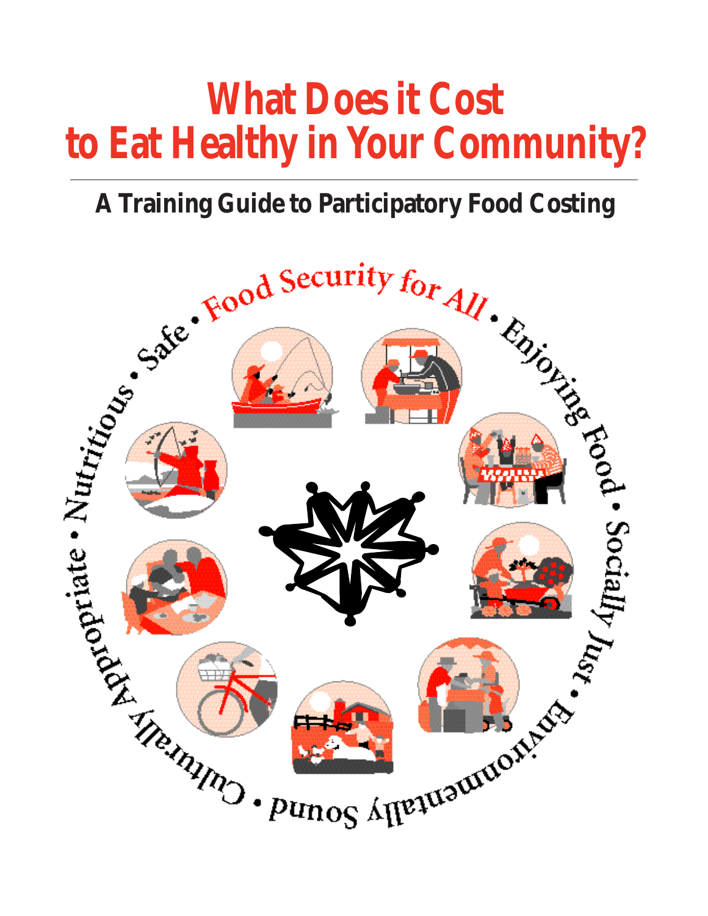# What Does it Cost to Eat Healthy in Your Community?

## A Training Guide to Participatory Food Costing

Food Security for All • Enjoying Food • Socially Just • Environmentally Sound • Culturally Appropriate • Nutritious • Safe •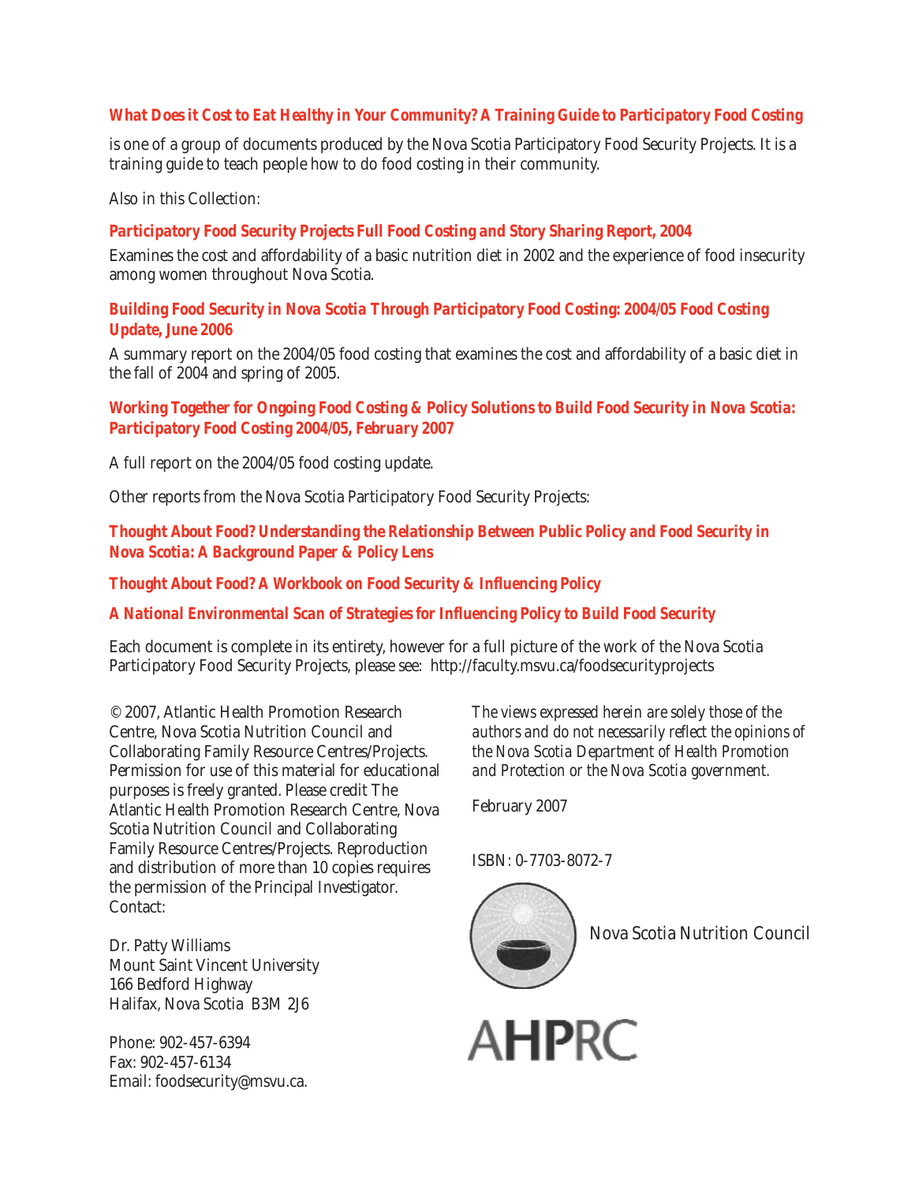**What Does it Cost to Eat Healthy in Your Community? A Training Guide to Participatory Food Costing**

is one of a group of documents produced by the Nova Scotia Participatory Food Security Projects. It is a training guide to teach people how to do food costing in their community.

Also in this Collection:

**Participatory Food Security Projects Full Food Costing and Story Sharing Report, 2004**

Examines the cost and affordability of a basic nutrition diet in 2002 and the experience of food insecurity among women throughout Nova Scotia.

**Building Food Security in Nova Scotia Through Participatory Food Costing: 2004/05 Food Costing Update, June 2006**

A summary report on the 2004/05 food costing that examines the cost and affordability of a basic diet in the fall of 2004 and spring of 2005.

**Working Together for Ongoing Food Costing & Policy Solutions to Build Food Security in Nova Scotia: Participatory Food Costing 2004/05, February 2007**

A full report on the 2004/05 food costing update.

Other reports from the Nova Scotia Participatory Food Security Projects:

**Thought About Food? Understanding the Relationship Between Public Policy and Food Security in Nova Scotia: A Background Paper & Policy Lens**

**Thought About Food? A Workbook on Food Security & Influencing Policy**

**A National Environmental Scan of Strategies for Influencing Policy to Build Food Security**

Each document is complete in its entirety, however for a full picture of the work of the Nova Scotia Participatory Food Security Projects, please see: http://faculty.msvu.ca/foodsecurityprojects

© 2007, Atlantic Health Promotion Research Centre, Nova Scotia Nutrition Council and Collaborating Family Resource Centres/Projects. Permission for use of this material for educational purposes is freely granted. Please credit The Atlantic Health Promotion Research Centre, Nova Scotia Nutrition Council and Collaborating Family Resource Centres/Projects. Reproduction and distribution of more than 10 copies requires the permission of the Principal Investigator. Contact:

Dr. Patty Williams
Mount Saint Vincent University
166 Bedford Highway
Halifax, Nova Scotia B3M 2J6

Phone: 902-457-6394
Fax: 902-457-6134
Email: foodsecurity@msvu.ca.

*The views expressed herein are solely those of the authors and do not necessarily reflect the opinions of the Nova Scotia Department of Health Promotion and Protection or the Nova Scotia government.*

February 2007

ISBN: 0-7703-8072-7

Nova Scotia Nutrition Council

AHPRC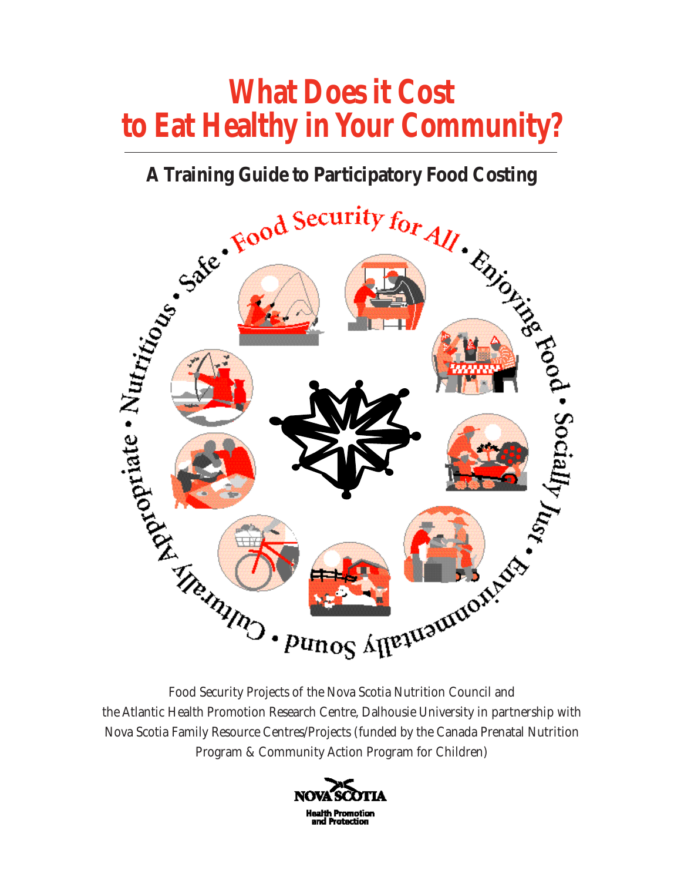# What Does it Cost to Eat Healthy in Your Community?

## A Training Guide to Participatory Food Costing

Food Security for All • Enjoying Food • Socially Just • Environmentally Sound • Culturally Appropriate • Nutritious • Safe •

Food Security Projects of the Nova Scotia Nutrition Council and the Atlantic Health Promotion Research Centre, Dalhousie University in partnership with Nova Scotia Family Resource Centres/Projects (funded by the Canada Prenatal Nutrition Program & Community Action Program for Children)

NOVA SCOTIA
Health Promotion and Protection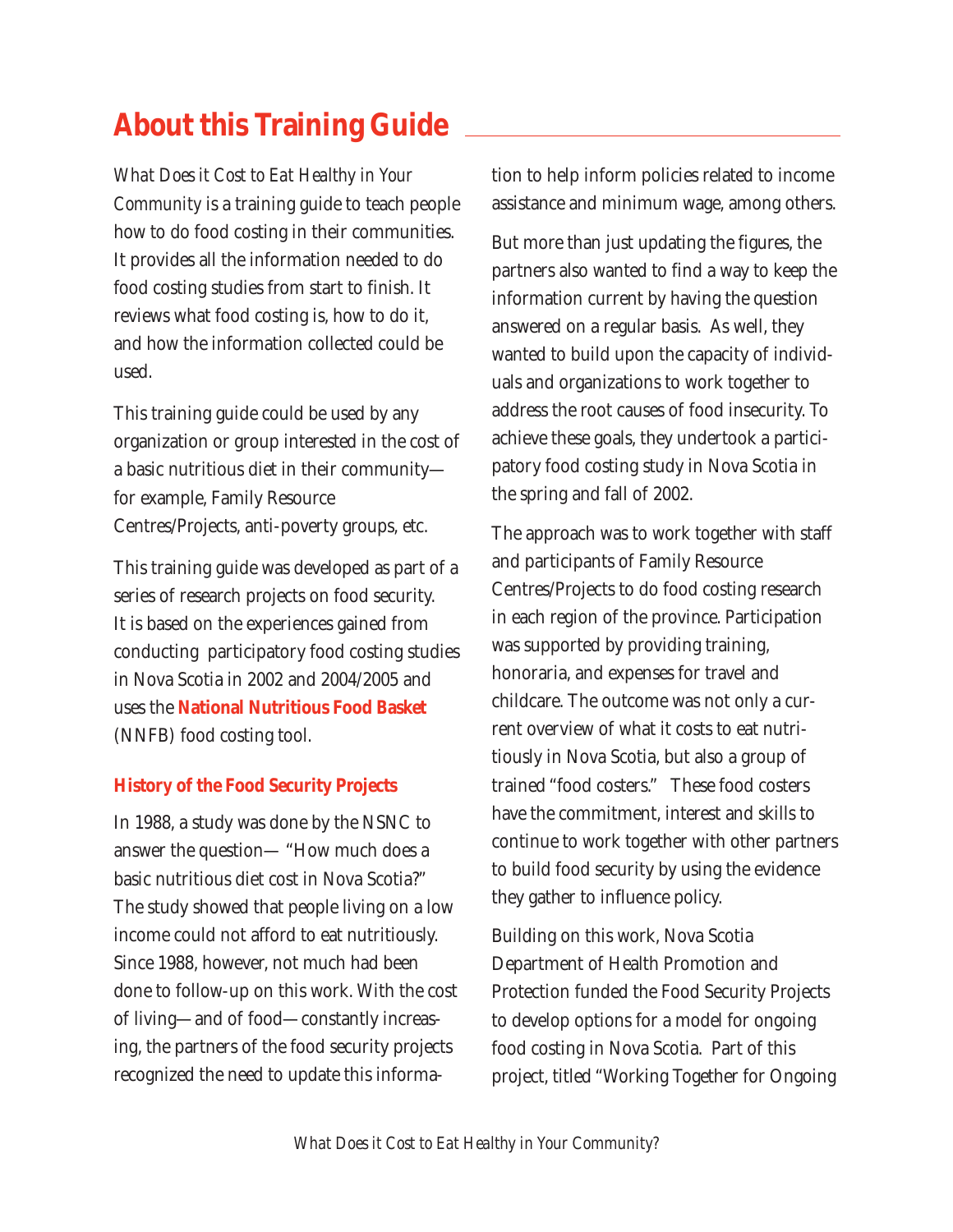# About this Training Guide

*What Does it Cost to Eat Healthy in Your Community* is a training guide to teach people how to do food costing in their communities. It provides all the information needed to do food costing studies from start to finish. It reviews what food costing is, how to do it, and how the information collected could be used.

This training guide could be used by any organization or group interested in the cost of a basic nutritious diet in their community—for example, Family Resource Centres/Projects, anti-poverty groups, etc.

This training guide was developed as part of a series of research projects on food security. It is based on the experiences gained from conducting participatory food costing studies in Nova Scotia in 2002 and 2004/2005 and uses the **National Nutritious Food Basket** (NNFB) food costing tool.

### History of the Food Security Projects

In 1988, a study was done by the NSNC to answer the question— "How much does a basic nutritious diet cost in Nova Scotia?" The study showed that people living on a low income could not afford to eat nutritiously. Since 1988, however, not much had been done to follow-up on this work. With the cost of living—and of food—constantly increasing, the partners of the food security projects recognized the need to update this information to help inform policies related to income assistance and minimum wage, among others.

But more than just updating the figures, the partners also wanted to find a way to keep the information current by having the question answered on a regular basis. As well, they wanted to build upon the capacity of individuals and organizations to work together to address the root causes of food insecurity. To achieve these goals, they undertook a participatory food costing study in Nova Scotia in the spring and fall of 2002.

The approach was to work together with staff and participants of Family Resource Centres/Projects to do food costing research in each region of the province. Participation was supported by providing training, honoraria, and expenses for travel and childcare. The outcome was not only a current overview of what it costs to eat nutritiously in Nova Scotia, but also a group of trained "food costers." These food costers have the commitment, interest and skills to continue to work together with other partners to build food security by using the evidence they gather to influence policy.

Building on this work, Nova Scotia Department of Health Promotion and Protection funded the Food Security Projects to develop options for a model for ongoing food costing in Nova Scotia. Part of this project, titled "Working Together for Ongoing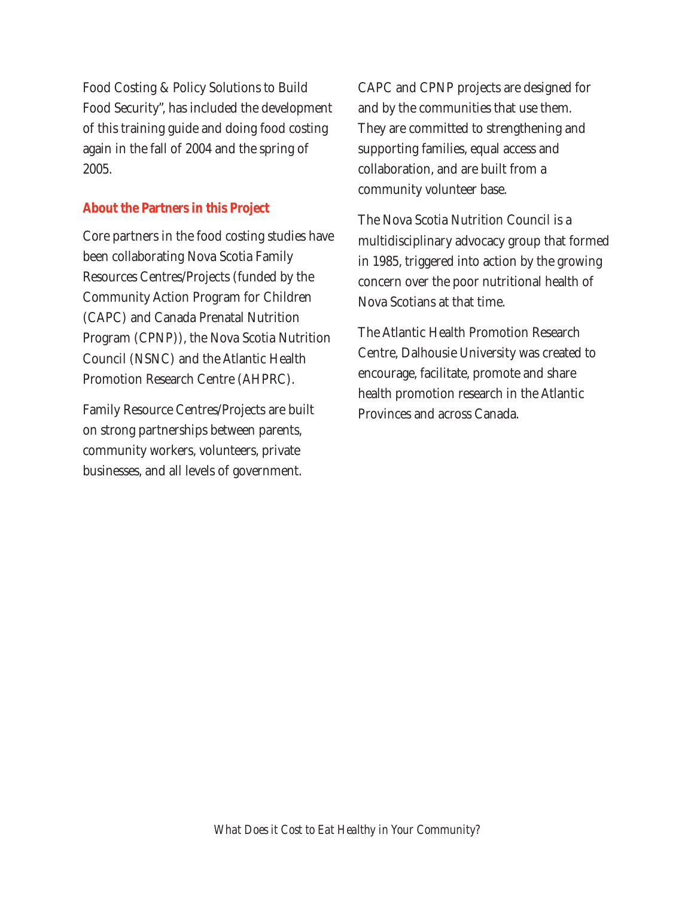Food Costing & Policy Solutions to Build Food Security", has included the development of this training guide and doing food costing again in the fall of 2004 and the spring of 2005.

### About the Partners in this Project

Core partners in the food costing studies have been collaborating Nova Scotia Family Resources Centres/Projects (funded by the Community Action Program for Children (CAPC) and Canada Prenatal Nutrition Program (CPNP)), the Nova Scotia Nutrition Council (NSNC) and the Atlantic Health Promotion Research Centre (AHPRC).

Family Resource Centres/Projects are built on strong partnerships between parents, community workers, volunteers, private businesses, and all levels of government.

CAPC and CPNP projects are designed for and by the communities that use them. They are committed to strengthening and supporting families, equal access and collaboration, and are built from a community volunteer base.

The Nova Scotia Nutrition Council is a multidisciplinary advocacy group that formed in 1985, triggered into action by the growing concern over the poor nutritional health of Nova Scotians at that time.

The Atlantic Health Promotion Research Centre, Dalhousie University was created to encourage, facilitate, promote and share health promotion research in the Atlantic Provinces and across Canada.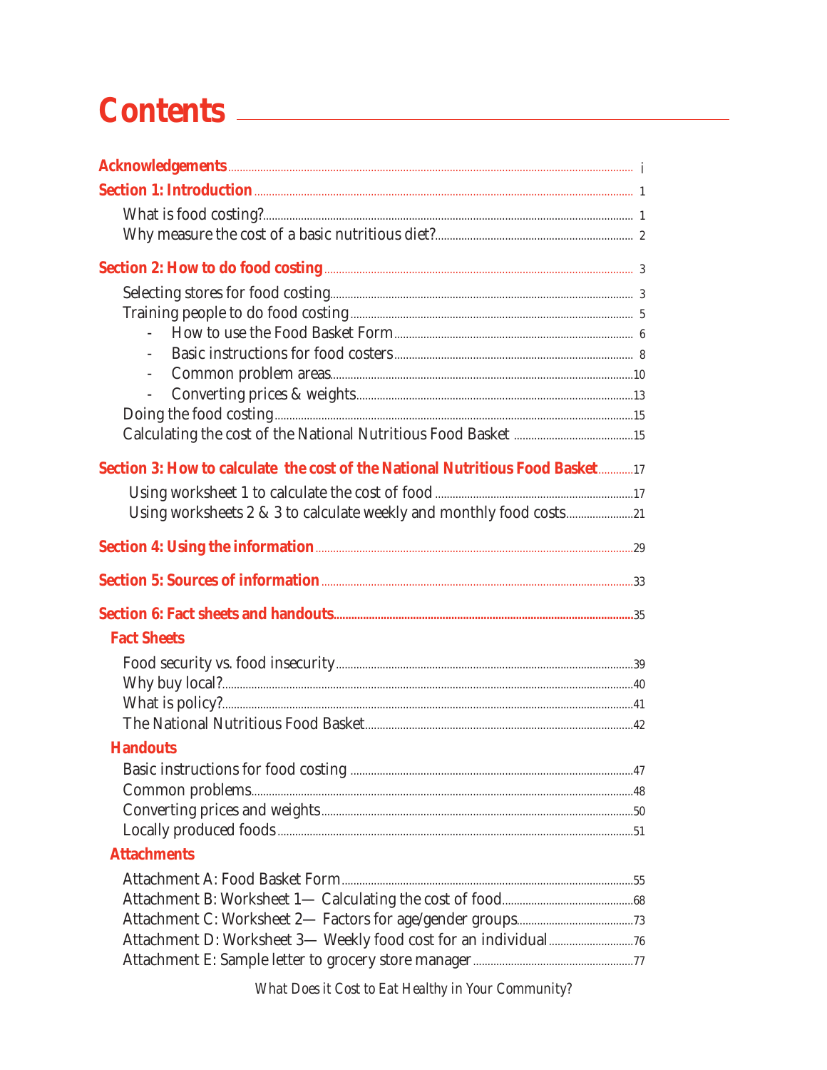# Contents

**Acknowledgements** ..... i

**Section 1: Introduction** ..... 1

- What is food costing? ..... 1
- Why measure the cost of a basic nutritious diet? ..... 2

**Section 2: How to do food costing** ..... 3

- Selecting stores for food costing ..... 3
- Training people to do food costing ..... 5
  - How to use the Food Basket Form ..... 6
  - Basic instructions for food costers ..... 8
  - Common problem areas ..... 10
  - Converting prices & weights ..... 13
- Doing the food costing ..... 15
- Calculating the cost of the National Nutritious Food Basket ..... 15

**Section 3: How to calculate the cost of the National Nutritious Food Basket** ..... 17

- Using worksheet 1 to calculate the cost of food ..... 17
- Using worksheets 2 & 3 to calculate weekly and monthly food costs ..... 21

**Section 4: Using the information** ..... 29

**Section 5: Sources of information** ..... 33

**Section 6: Fact sheets and handouts** ..... 35

**Fact Sheets**

- Food security vs. food insecurity ..... 39
- Why buy local? ..... 40
- What is policy? ..... 41
- The National Nutritious Food Basket ..... 42

**Handouts**

- Basic instructions for food costing ..... 47
- Common problems ..... 48
- Converting prices and weights ..... 50
- Locally produced foods ..... 51

**Attachments**

- Attachment A: Food Basket Form ..... 55
- Attachment B: Worksheet 1— Calculating the cost of food ..... 68
- Attachment C: Worksheet 2— Factors for age/gender groups ..... 73
- Attachment D: Worksheet 3— Weekly food cost for an individual ..... 76
- Attachment E: Sample letter to grocery store manager ..... 77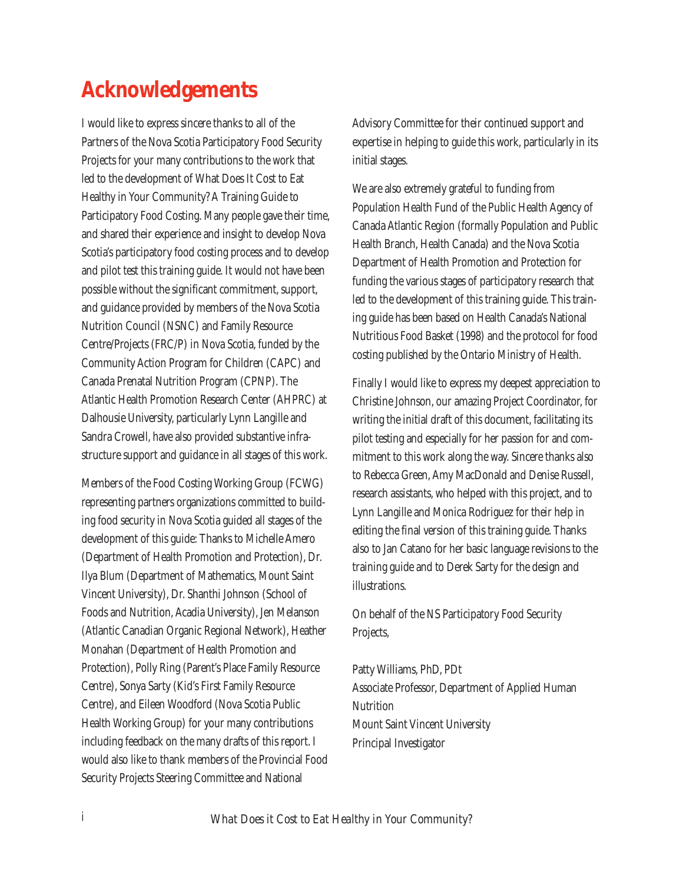# Acknowledgements

I would like to express sincere thanks to all of the Partners of the Nova Scotia Participatory Food Security Projects for your many contributions to the work that led to the development of What Does It Cost to Eat Healthy in Your Community? A Training Guide to Participatory Food Costing. Many people gave their time, and shared their experience and insight to develop Nova Scotia's participatory food costing process and to develop and pilot test this training guide. It would not have been possible without the significant commitment, support, and guidance provided by members of the Nova Scotia Nutrition Council (NSNC) and Family Resource Centre/Projects (FRC/P) in Nova Scotia, funded by the Community Action Program for Children (CAPC) and Canada Prenatal Nutrition Program (CPNP). The Atlantic Health Promotion Research Center (AHPRC) at Dalhousie University, particularly Lynn Langille and Sandra Crowell, have also provided substantive infrastructure support and guidance in all stages of this work.

Members of the Food Costing Working Group (FCWG) representing partners organizations committed to building food security in Nova Scotia guided all stages of the development of this guide: Thanks to Michelle Amero (Department of Health Promotion and Protection), Dr. Ilya Blum (Department of Mathematics, Mount Saint Vincent University), Dr. Shanthi Johnson (School of Foods and Nutrition, Acadia University), Jen Melanson (Atlantic Canadian Organic Regional Network), Heather Monahan (Department of Health Promotion and Protection), Polly Ring (Parent's Place Family Resource Centre), Sonya Sarty (Kid's First Family Resource Centre), and Eileen Woodford (Nova Scotia Public Health Working Group) for your many contributions including feedback on the many drafts of this report. I would also like to thank members of the Provincial Food Security Projects Steering Committee and National Advisory Committee for their continued support and expertise in helping to guide this work, particularly in its initial stages.

We are also extremely grateful to funding from Population Health Fund of the Public Health Agency of Canada Atlantic Region (formally Population and Public Health Branch, Health Canada) and the Nova Scotia Department of Health Promotion and Protection for funding the various stages of participatory research that led to the development of this training guide. This training guide has been based on Health Canada's National Nutritious Food Basket (1998) and the protocol for food costing published by the Ontario Ministry of Health.

Finally I would like to express my deepest appreciation to Christine Johnson, our amazing Project Coordinator, for writing the initial draft of this document, facilitating its pilot testing and especially for her passion for and commitment to this work along the way. Sincere thanks also to Rebecca Green, Amy MacDonald and Denise Russell, research assistants, who helped with this project, and to Lynn Langille and Monica Rodriguez for their help in editing the final version of this training guide. Thanks also to Jan Catano for her basic language revisions to the training guide and to Derek Sarty for the design and illustrations.

On behalf of the NS Participatory Food Security Projects,

Patty Williams, PhD, PDt
Associate Professor, Department of Applied Human Nutrition
Mount Saint Vincent University
Principal Investigator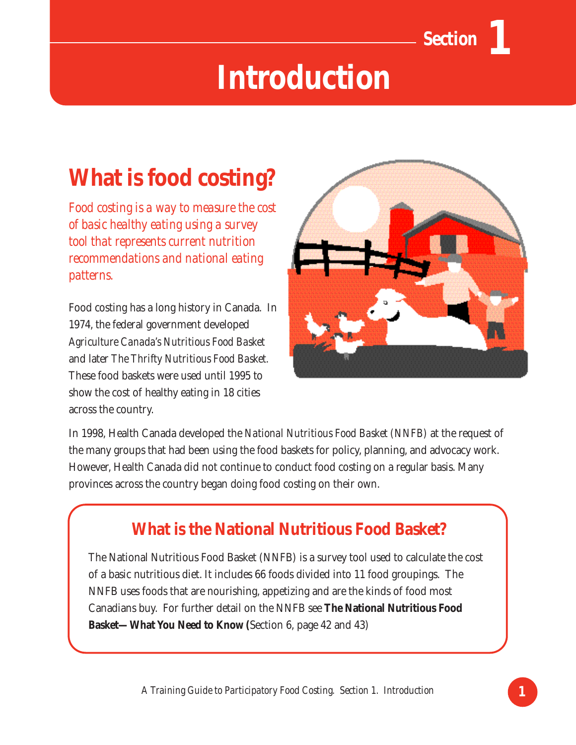# Section 1

# Introduction

## What is food costing?

*Food costing is a way to measure the cost of basic healthy eating using a survey tool that represents current nutrition recommendations and national eating patterns.*

Food costing has a long history in Canada. In 1974, the federal government developed *Agriculture Canada's Nutritious Food Basket* and later *The Thrifty Nutritious Food Basket*. These food baskets were used until 1995 to show the cost of healthy eating in 18 cities across the country.

In 1998, Health Canada developed the *National Nutritious Food Basket (NNFB)* at the request of the many groups that had been using the food baskets for policy, planning, and advocacy work. However, Health Canada did not continue to conduct food costing on a regular basis. Many provinces across the country began doing food costing on their own.

### What is the National Nutritious Food Basket?

The National Nutritious Food Basket (NNFB) is a survey tool used to calculate the cost of a basic nutritious diet. It includes 66 foods divided into 11 food groupings. The NNFB uses foods that are nourishing, appetizing and are the kinds of food most Canadians buy. For further detail on the NNFB see **The National Nutritious Food Basket— What You Need to Know (**Section 6, page 42 and 43)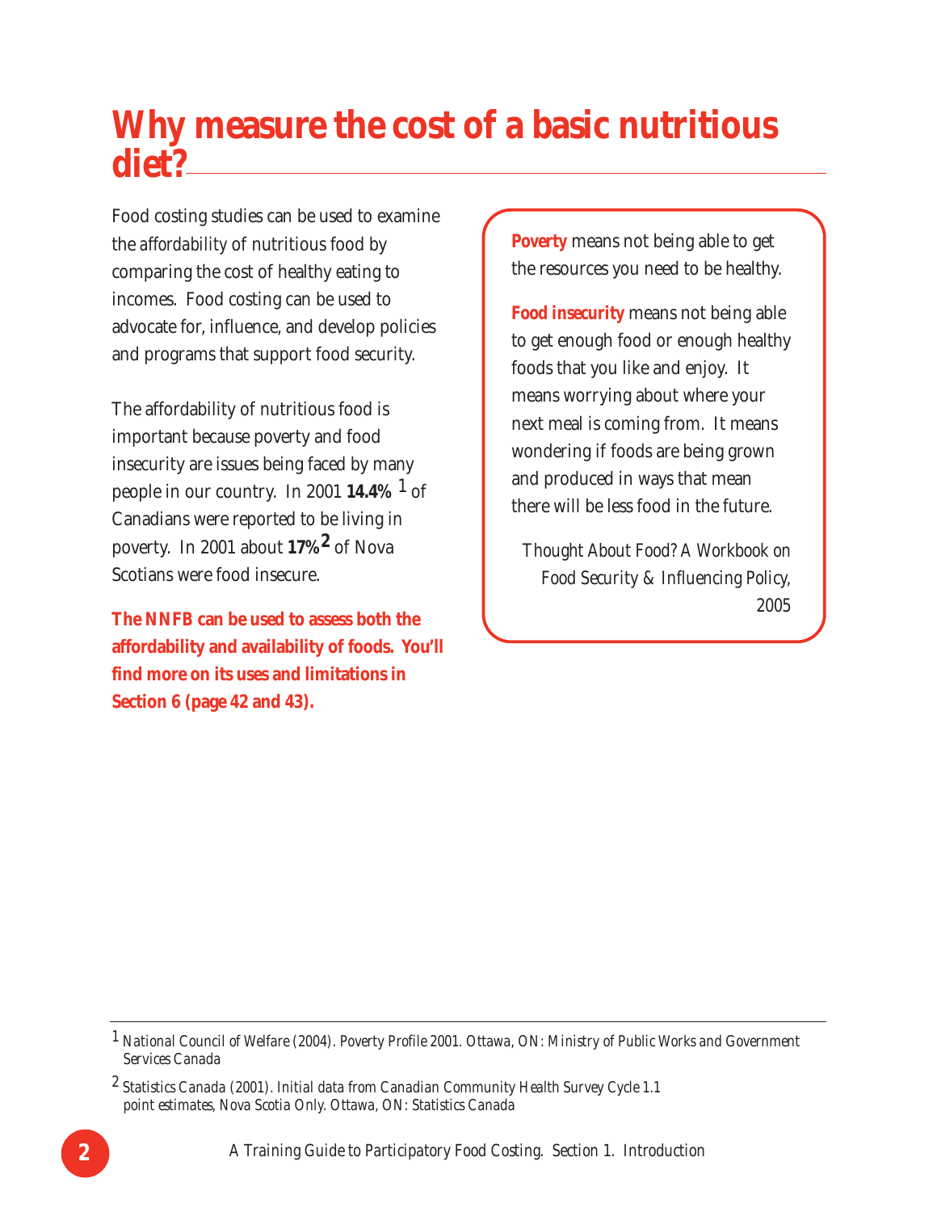# Why measure the cost of a basic nutritious diet?

Food costing studies can be used to examine the *affordability* of nutritious food by comparing the cost of healthy eating to incomes. Food costing can be used to advocate for, influence, and develop policies and programs that support food security.

The affordability of nutritious food is important because poverty and food insecurity are issues being faced by many people in our country. In 2001 **14.4%** [1] of Canadians were reported to be living in poverty. In 2001 about **17%** [2] of Nova Scotians were food insecure.

**The NNFB can be used to assess both the affordability and availability of foods. You'll find more on its uses and limitations in Section 6 (page 42 and 43).**

> **Poverty** means not being able to get the resources you need to be healthy.
>
> **Food insecurity** means not being able to get enough food or enough healthy foods that you like and enjoy. It means worrying about where your next meal is coming from. It means wondering if foods are being grown and produced in ways that mean there will be less food in the future.
>
> *Thought About Food? A Workbook on Food Security & Influencing Policy, 2005*

---

[1] *National Council of Welfare (2004). Poverty Profile 2001. Ottawa, ON: Ministry of Public Works and Government Services Canada*

[2] *Statistics Canada (2001). Initial data from Canadian Community Health Survey Cycle 1.1 point estimates, Nova Scotia Only. Ottawa, ON: Statistics Canada*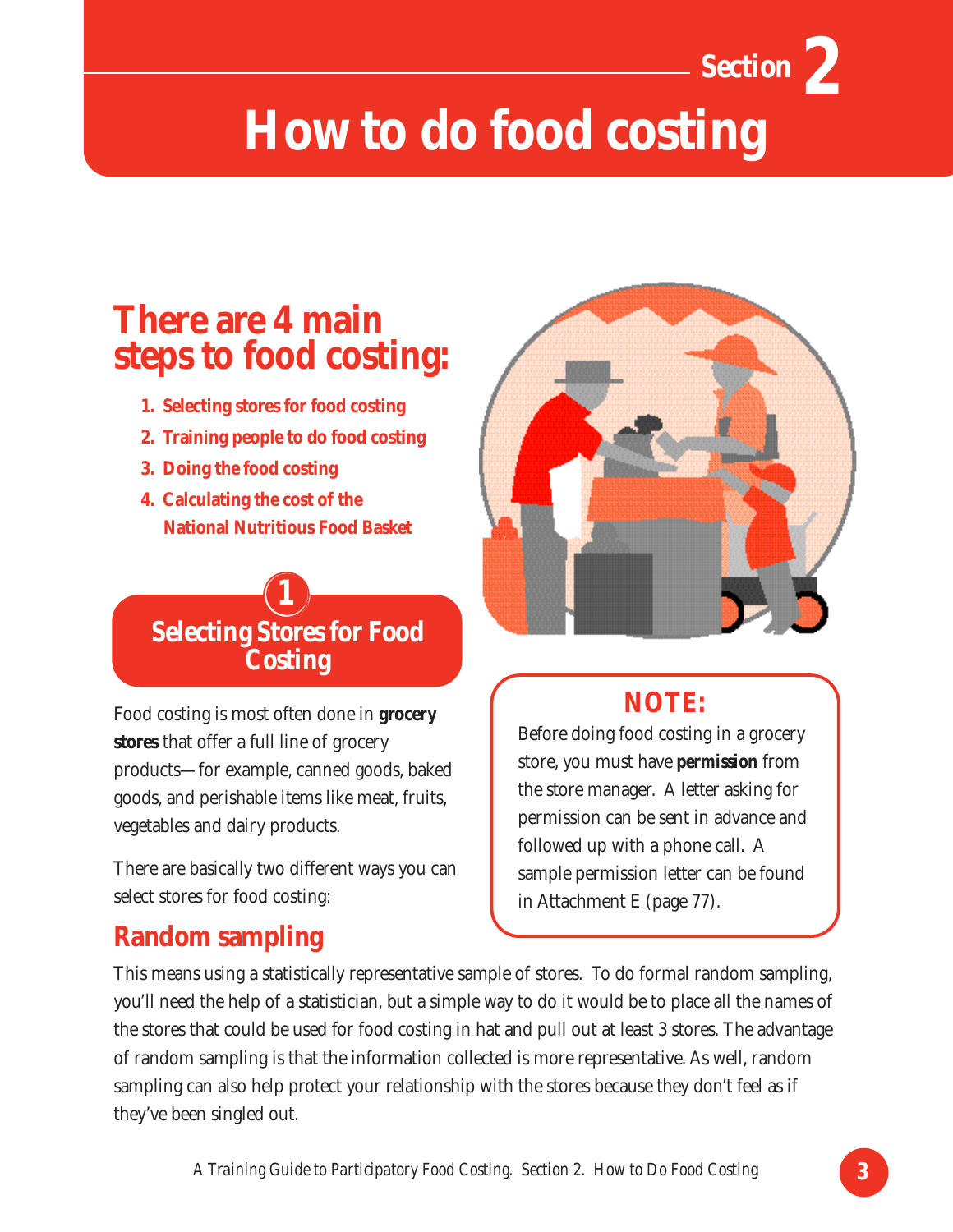# Section 2

# How to do food costing

## There are 4 main steps to food costing:

1. **Selecting stores for food costing**
2. **Training people to do food costing**
3. **Doing the food costing**
4. **Calculating the cost of the National Nutritious Food Basket**

## 1 Selecting Stores for Food Costing

Food costing is most often done in **grocery stores** that offer a full line of grocery products—for example, canned goods, baked goods, and perishable items like meat, fruits, vegetables and dairy products.

There are basically two different ways you can select stores for food costing:

> **NOTE:**
>
> Before doing food costing in a grocery store, you must have **permission** from the store manager. A letter asking for permission can be sent in advance and followed up with a phone call. A sample permission letter can be found in Attachment E (page 77).

### Random sampling

This means using a statistically representative sample of stores. To do formal random sampling, you'll need the help of a statistician, but a simple way to do it would be to place all the names of the stores that could be used for food costing in hat and pull out at least 3 stores. The advantage of random sampling is that the information collected is more representative. As well, random sampling can also help protect your relationship with the stores because they don't feel as if they've been singled out.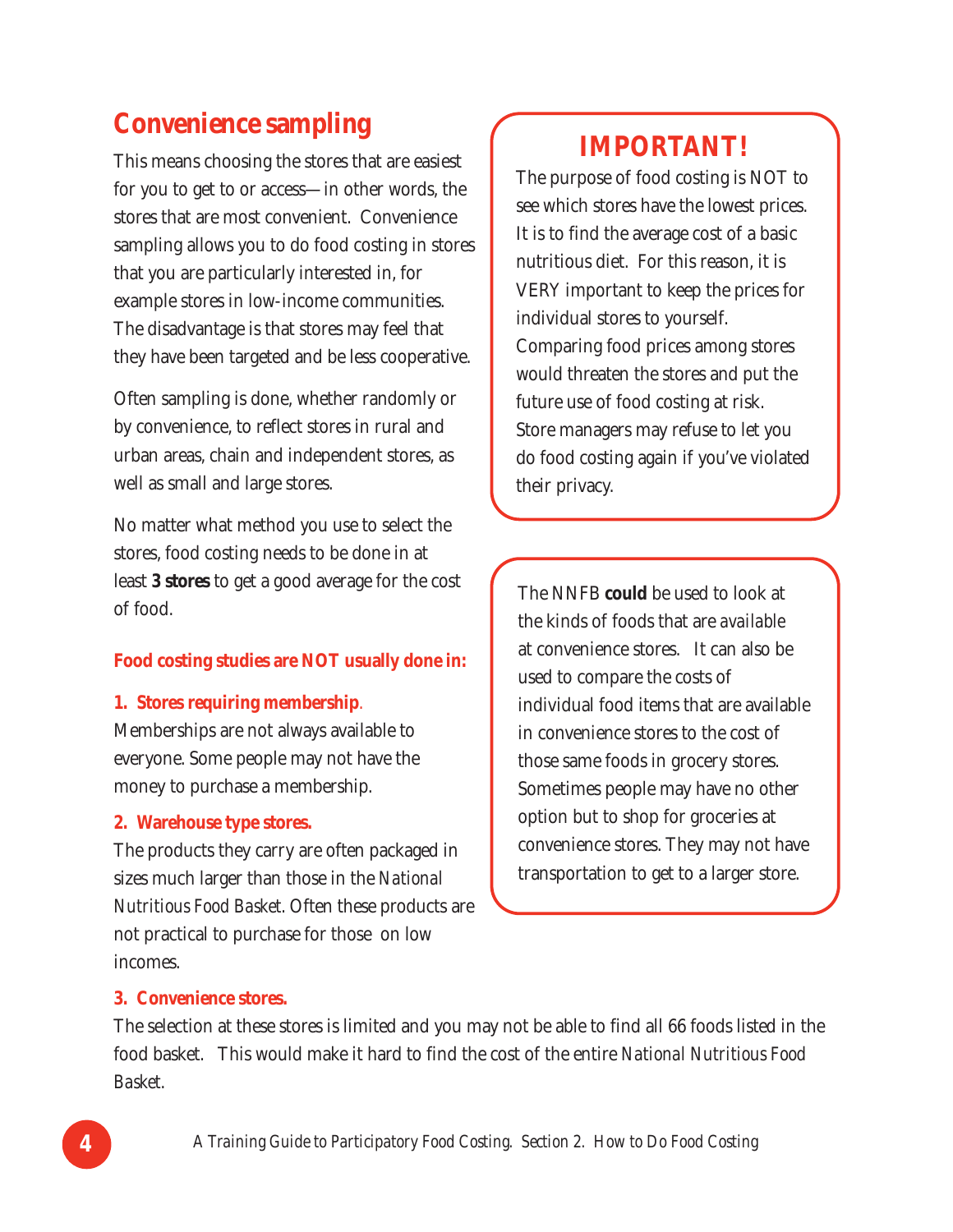## Convenience sampling

This means choosing the stores that are easiest for you to get to or access—in other words, the stores that are most convenient. Convenience sampling allows you to do food costing in stores that you are particularly interested in, for example stores in low-income communities. The disadvantage is that stores may feel that they have been targeted and be less cooperative.

Often sampling is done, whether randomly or by convenience, to reflect stores in rural and urban areas, chain and independent stores, as well as small and large stores.

No matter what method you use to select the stores, food costing needs to be done in at least **3 stores** to get a good average for the cost of food.

**Food costing studies are NOT usually done in:**

**1. Stores requiring membership.**
Memberships are not always available to everyone. Some people may not have the money to purchase a membership.

**2. Warehouse type stores.**
The products they carry are often packaged in sizes much larger than those in the *National Nutritious Food Basket*. Often these products are not practical to purchase for those on low incomes.

**3. Convenience stores.**
The selection at these stores is limited and you may not be able to find all 66 foods listed in the food basket. This would make it hard to find the cost of the entire *National Nutritious Food Basket*.

### IMPORTANT!

The purpose of food costing is NOT to see which stores have the lowest prices. It is to find the average cost of a basic nutritious diet. For this reason, it is VERY important to keep the prices for individual stores to yourself. Comparing food prices among stores would threaten the stores and put the future use of food costing at risk. Store managers may refuse to let you do food costing again if you've violated their privacy.

The NNFB **could** be used to look at the kinds of foods that are *available* at convenience stores. It can also be used to compare the costs of individual food items that are available in convenience stores to the cost of those same foods in grocery stores. Sometimes people may have no other option but to shop for groceries at convenience stores. They may not have transportation to get to a larger store.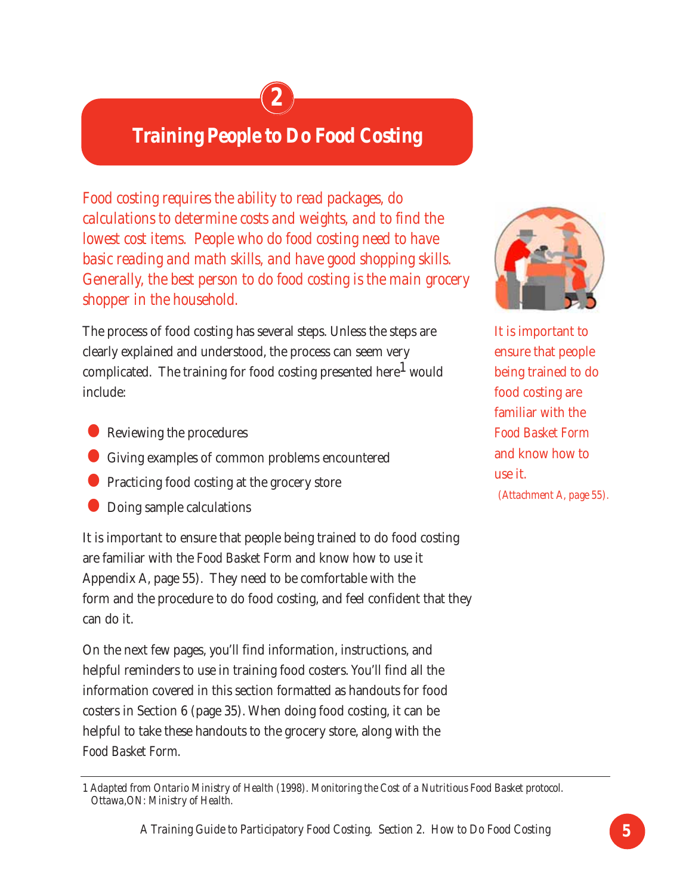## 2

# Training People to Do Food Costing

*Food costing requires the ability to read packages, do calculations to determine costs and weights, and to find the lowest cost items. People who do food costing need to have basic reading and math skills, and have good shopping skills. Generally, the best person to do food costing is the main grocery shopper in the household.*

The process of food costing has several steps. Unless the steps are clearly explained and understood, the process can seem very complicated. The training for food costing presented here[1] would include:

- Reviewing the procedures
- Giving examples of common problems encountered
- Practicing food costing at the grocery store
- Doing sample calculations

It is important to ensure that people being trained to do food costing are familiar with the *Food Basket Form* and know how to use it Appendix A, page 55). They need to be comfortable with the form and the procedure to do food costing, and feel confident that they can do it.

On the next few pages, you'll find information, instructions, and helpful reminders to use in training food costers. You'll find all the information covered in this section formatted as handouts for food costers in Section 6 (page 35). When doing food costing, it can be helpful to take these handouts to the grocery store, along with the *Food Basket Form*.

It is important to ensure that people being trained to do food costing are familiar with the Food Basket Form and know how to use it.

*(Attachment A, page 55).*

1 *Adapted from Ontario Ministry of Health (1998). Monitoring the Cost of a Nutritious Food Basket protocol. Ottawa,ON: Ministry of Health.*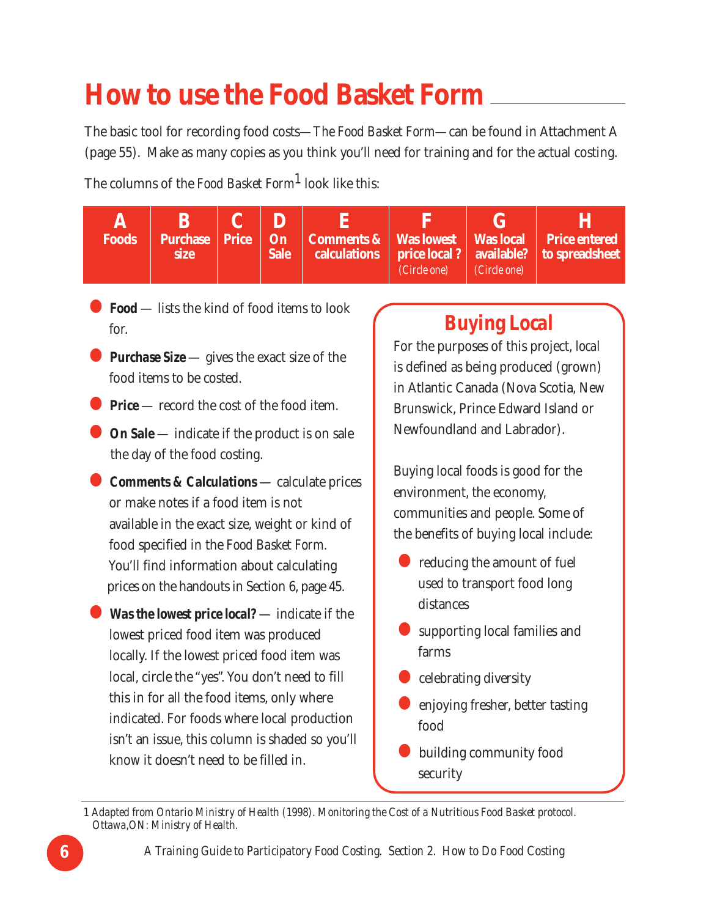# How to use the Food Basket Form

The basic tool for recording food costs—*The Food Basket Form*—can be found in Attachment A (page 55). Make as many copies as you think you'll need for training and for the actual costing.

The columns of the *Food Basket Form*[1] look like this:

| A Foods | B Purchase size | C Price | D On Sale | E Comments & calculations | F Was lowest price local ? (Circle one) | G Was local available? (Circle one) | H Price entered to spreadsheet |
|---|---|---|---|---|---|---|---|

- **Food** — lists the kind of food items to look for.
- **Purchase Size** — gives the exact size of the food items to be costed.
- **Price** — record the cost of the food item.
- **On Sale** — indicate if the product is on sale the day of the food costing.
- **Comments & Calculations** — calculate prices or make notes if a food item is not available in the exact size, weight or kind of food specified in the *Food Basket Form*. You'll find information about calculating prices on the handouts in Section 6, page 45.
- **Was the lowest price local?** — indicate if the lowest priced food item was produced locally. If the lowest priced food item was local, circle the "yes". You don't need to fill this in for all the food items, only where indicated. For foods where local production isn't an issue, this column is shaded so you'll know it doesn't need to be filled in.

## Buying Local

For the purposes of this project, local is defined as being produced (grown) in Atlantic Canada (Nova Scotia, New Brunswick, Prince Edward Island or Newfoundland and Labrador).

Buying local foods is good for the environment, the economy, communities and people. Some of the benefits of buying local include:

- reducing the amount of fuel used to transport food long distances
- supporting local families and farms
- celebrating diversity
- enjoying fresher, better tasting food
- building community food security

1 *Adapted from Ontario Ministry of Health (1998). Monitoring the Cost of a Nutritious Food Basket protocol. Ottawa,ON: Ministry of Health.*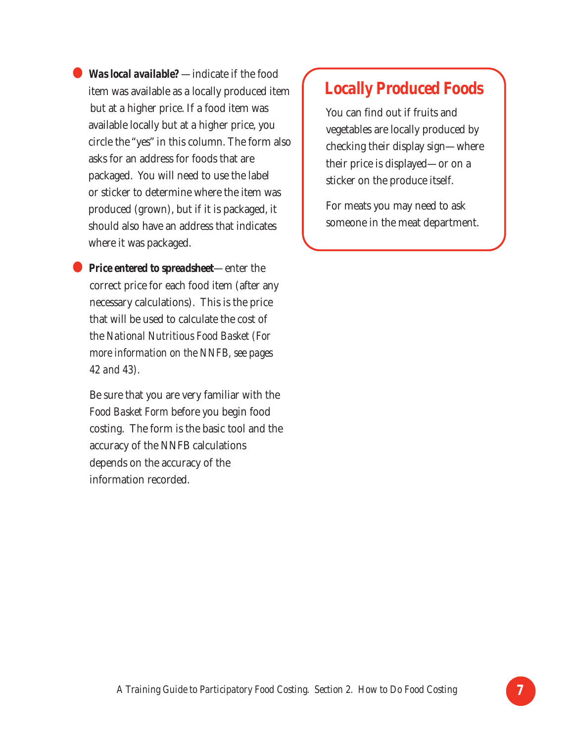- **Was local available?** — indicate if the food item was available as a locally produced item but at a higher price. If a food item was available locally but at a higher price, you circle the "yes" in this column. The form also asks for an address for foods that are packaged. You will need to use the label or sticker to determine where the item was produced (grown), but if it is packaged, it should also have an address that indicates where it was packaged.

- **Price entered to spreadsheet**— enter the correct price for each food item (after any necessary calculations). This is the price that will be used to calculate the cost of the *National Nutritious Food Basket (For more information on the NNFB, see pages 42 and 43).*

  Be sure that you are very familiar with the *Food Basket Form* before you begin food costing. The form is the basic tool and the accuracy of the NNFB calculations depends on the accuracy of the information recorded.

## Locally Produced Foods

You can find out if fruits and vegetables are locally produced by checking their display sign—where their price is displayed—or on a sticker on the produce itself.

For meats you may need to ask someone in the meat department.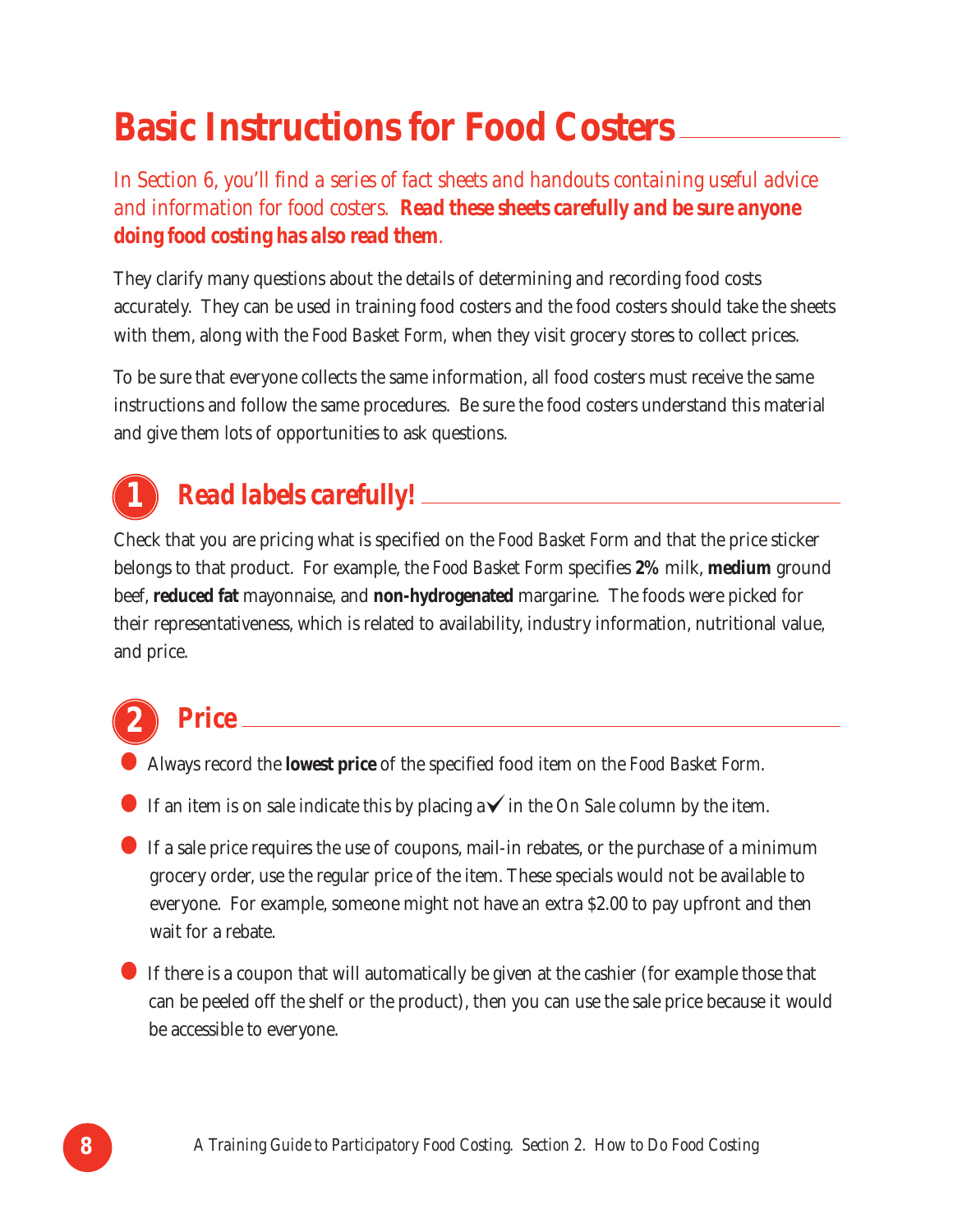# Basic Instructions for Food Costers

*In Section 6, you'll find a series of fact sheets and handouts containing useful advice and information for food costers.* ***Read these sheets carefully and be sure anyone doing food costing has also read them****.*

They clarify many questions about the details of determining and recording food costs accurately. They can be used in training food costers and the food costers should take the sheets with them, along with the *Food Basket Form,* when they visit grocery stores to collect prices.

To be sure that everyone collects the same information, all food costers must receive the same instructions and follow the same procedures. Be sure the food costers understand this material and give them lots of opportunities to ask questions.

## 1 Read labels carefully!

Check that you are pricing what is specified on the *Food Basket Form* and that the price sticker belongs to that product. For example, the *Food Basket Form* specifies **2%** milk, **medium** ground beef, **reduced fat** mayonnaise, and **non-hydrogenated** margarine. The foods were picked for their representativeness, which is related to availability, industry information, nutritional value, and price.

## 2 Price

- Always record the **lowest price** of the specified food item on the *Food Basket Form.*
- If an item is on sale indicate this by placing a ✓ in the *On Sale* column by the item.
- If a sale price requires the use of coupons, mail-in rebates, or the purchase of a minimum grocery order, use the regular price of the item. These specials would not be available to everyone. For example, someone might not have an extra $2.00 to pay upfront and then wait for a rebate.
- If there is a coupon that will automatically be given at the cashier (for example those that can be peeled off the shelf or the product), then you can use the sale price because it would be accessible to everyone.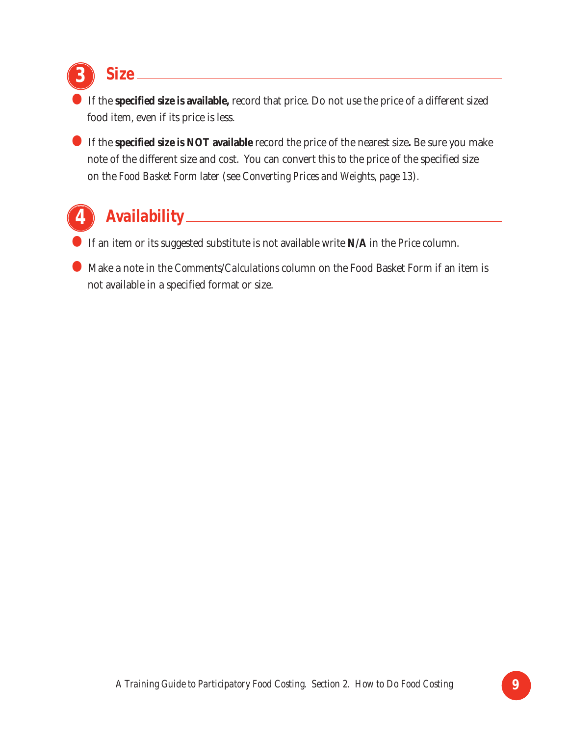## 3 Size

- If the **specified size is available,** record that price. Do not use the price of a different sized food item, even if its price is less.
- If the **specified size is NOT available** record the price of the nearest size**.** Be sure you make note of the different size and cost. You can convert this to the price of the specified size on the *Food Basket Form* later (see *Converting Prices and Weights, page 13*).

## 4 Availability

- If an item or its suggested substitute is not available write **N/A** in the *Price* column.
- Make a note in the *Comments/Calculations* column on the Food Basket Form if an item is not available in a specified format or size.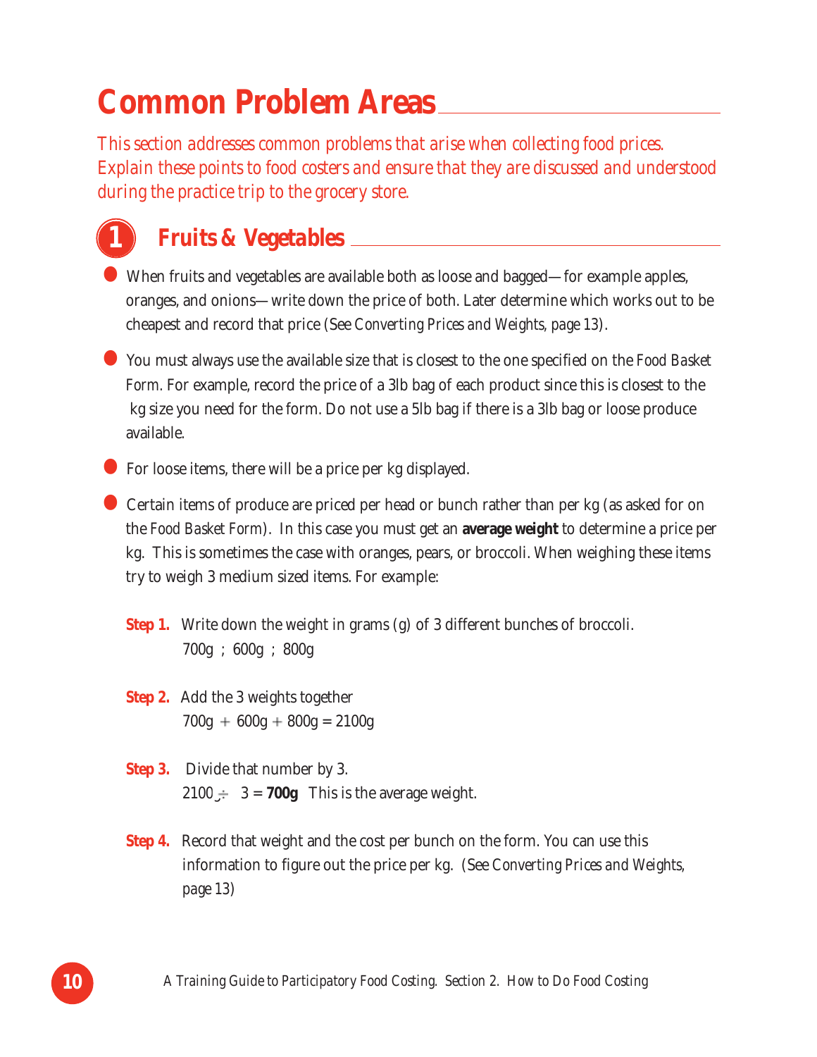# Common Problem Areas

*This section addresses common problems that arise when collecting food prices. Explain these points to food costers and ensure that they are discussed and understood during the practice trip to the grocery store.*

## 1 Fruits & Vegetables

- When fruits and vegetables are available both as loose and bagged—for example apples, oranges, and onions—write down the price of both. Later determine which works out to be cheapest and record that price (See *Converting Prices and Weights, page 13*).

- You must always use the available size that is closest to the one specified on the *Food Basket Form*. For example, record the price of a 3lb bag of each product since this is closest to the kg size you need for the form. Do not use a 5lb bag if there is a 3lb bag or loose produce available.

- For loose items, there will be a price per kg displayed.

- Certain items of produce are priced per head or bunch rather than per kg (as asked for on the *Food Basket Form*). In this case you must get an **average weight** to determine a price per kg. This is sometimes the case with oranges, pears, or broccoli. When weighing these items try to weigh 3 medium sized items. For example:

  **Step 1.** Write down the weight in grams (g) of 3 different bunches of broccoli.
  700g ; 600g ; 800g

  **Step 2.** Add the 3 weights together
  700g + 600g + 800g = 2100g

  **Step 3.** Divide that number by 3.
  2100 ÷ 3 = **700g** This is the average weight.

  **Step 4.** Record that weight and the cost per bunch on the form. You can use this information to figure out the price per kg. (See *Converting Prices and Weights, page 13*)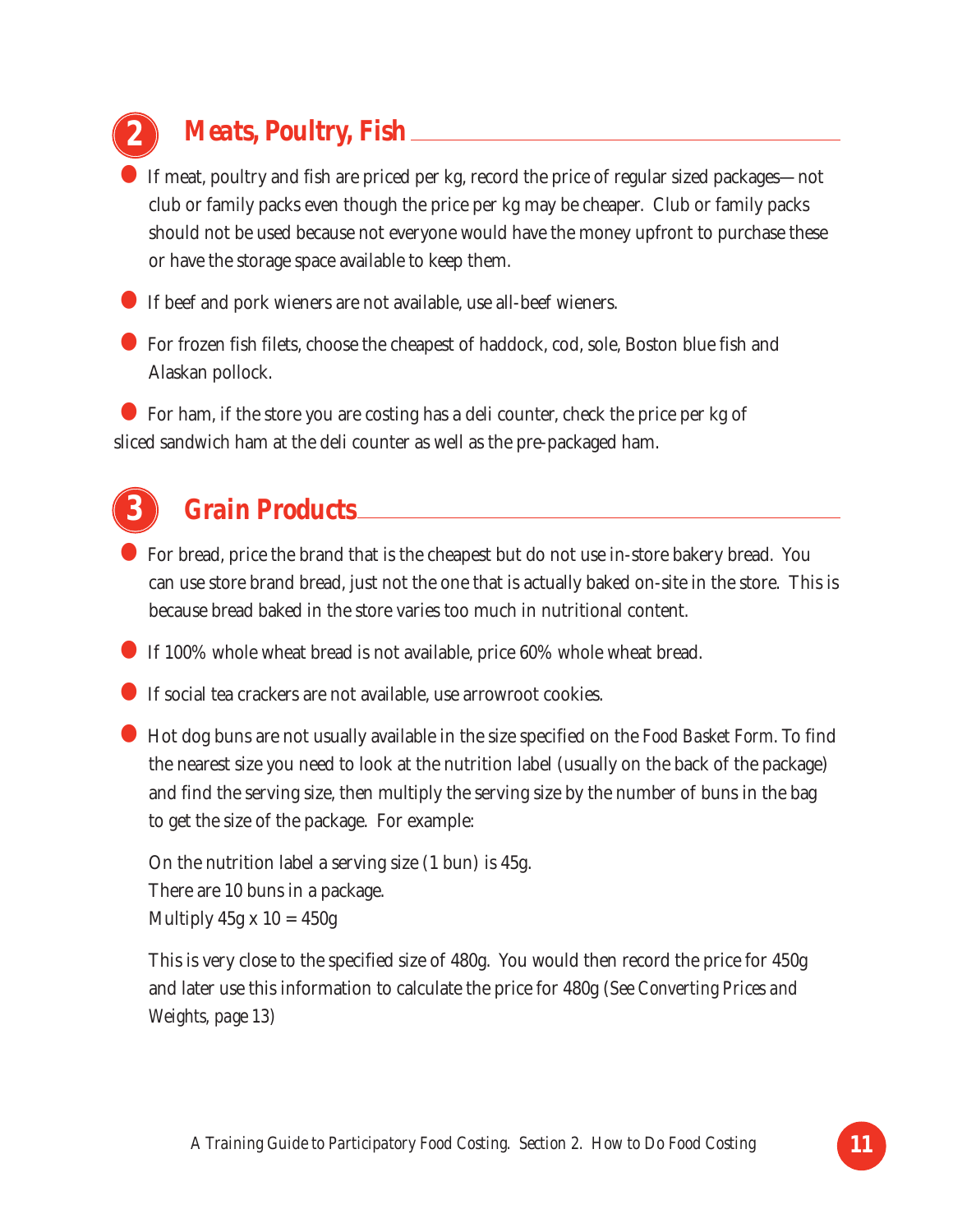## 2 Meats, Poultry, Fish

- If meat, poultry and fish are priced per kg, record the price of regular sized packages— not club or family packs even though the price per kg may be cheaper. Club or family packs should not be used because not everyone would have the money upfront to purchase these or have the storage space available to keep them.
- If beef and pork wieners are not available, use all-beef wieners.
- For frozen fish filets, choose the cheapest of haddock, cod, sole, Boston blue fish and Alaskan pollock.
- For ham, if the store you are costing has a deli counter, check the price per kg of sliced sandwich ham at the deli counter as well as the pre-packaged ham.

## 3 Grain Products

- For bread, price the brand that is the cheapest but do not use in-store bakery bread. You can use store brand bread, just not the one that is actually baked on-site in the store. This is because bread baked in the store varies too much in nutritional content.
- If 100% whole wheat bread is not available, price 60% whole wheat bread.
- If social tea crackers are not available, use arrowroot cookies.
- Hot dog buns are not usually available in the size specified on the *Food Basket Form*. To find the nearest size you need to look at the nutrition label (usually on the back of the package) and find the serving size, then multiply the serving size by the number of buns in the bag to get the size of the package. For example:

  On the nutrition label a serving size (1 bun) is 45g.
  There are 10 buns in a package.
  Multiply 45g x 10 = 450g

  This is very close to the specified size of 480g. You would then record the price for 450g and later use this information to calculate the price for 480g (*See Converting Prices and Weights, page 13*)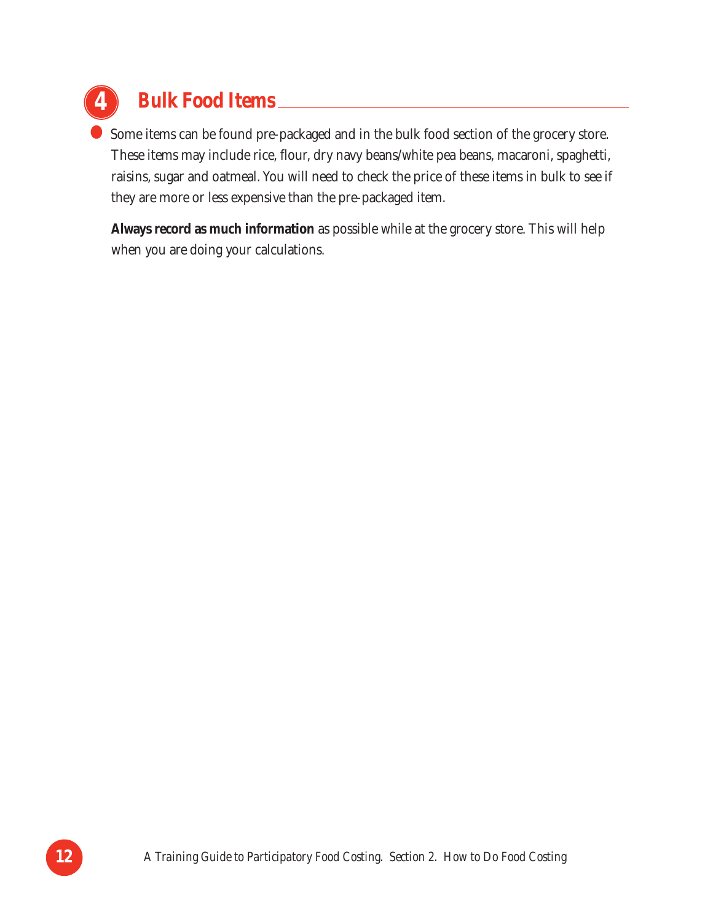## 4 Bulk Food Items

- Some items can be found pre-packaged and in the bulk food section of the grocery store. These items may include rice, flour, dry navy beans/white pea beans, macaroni, spaghetti, raisins, sugar and oatmeal. You will need to check the price of these items in bulk to see if they are more or less expensive than the pre-packaged item.

  **Always record as much information** as possible while at the grocery store. This will help when you are doing your calculations.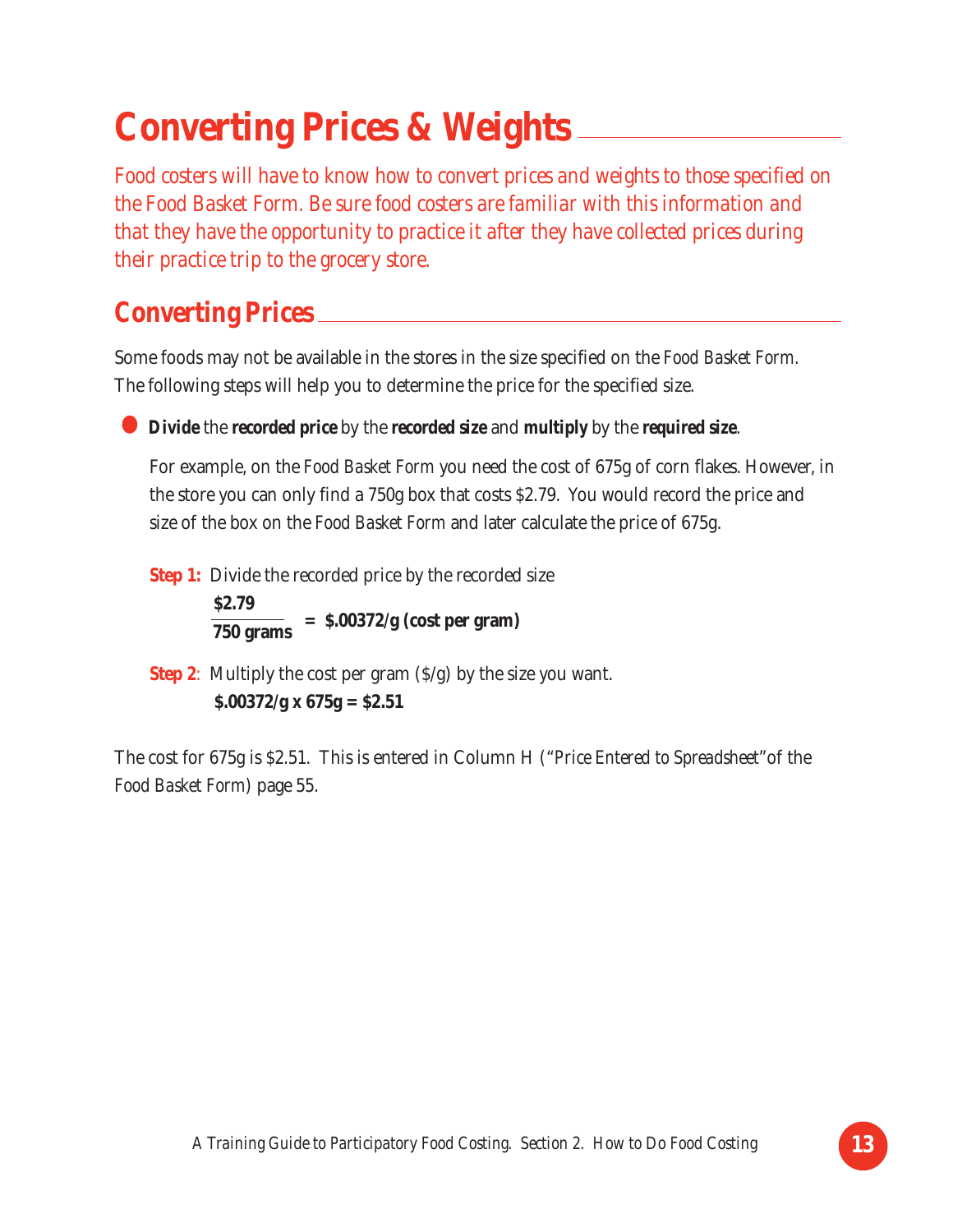# Converting Prices & Weights

*Food costers will have to know how to convert prices and weights to those specified on the Food Basket Form. Be sure food costers are familiar with this information and that they have the opportunity to practice it after they have collected prices during their practice trip to the grocery store.*

## Converting Prices

Some foods may not be available in the stores in the size specified on the *Food Basket Form*. The following steps will help you to determine the price for the specified size.

- **Divide** the **recorded price** by the **recorded size** and **multiply** by the **required size**.

  For example, on the *Food Basket Form* you need the cost of 675g of corn flakes. However, in the store you can only find a 750g box that costs $2.79. You would record the price and size of the box on the *Food Basket Form* and later calculate the price of 675g.

  **Step 1:** Divide the recorded price by the recorded size

  $$\frac{\$2.79}{750 \text{ grams}} = \$.00372/\text{g (cost per gram)}$$

  **Step 2**: Multiply the cost per gram ($/g) by the size you want.

  **$.00372/g x 675g = $2.51**

The cost for 675g is $2.51. This is entered in Column H (*"Price Entered to Spreadsheet"*of the *Food Basket Form*) page 55.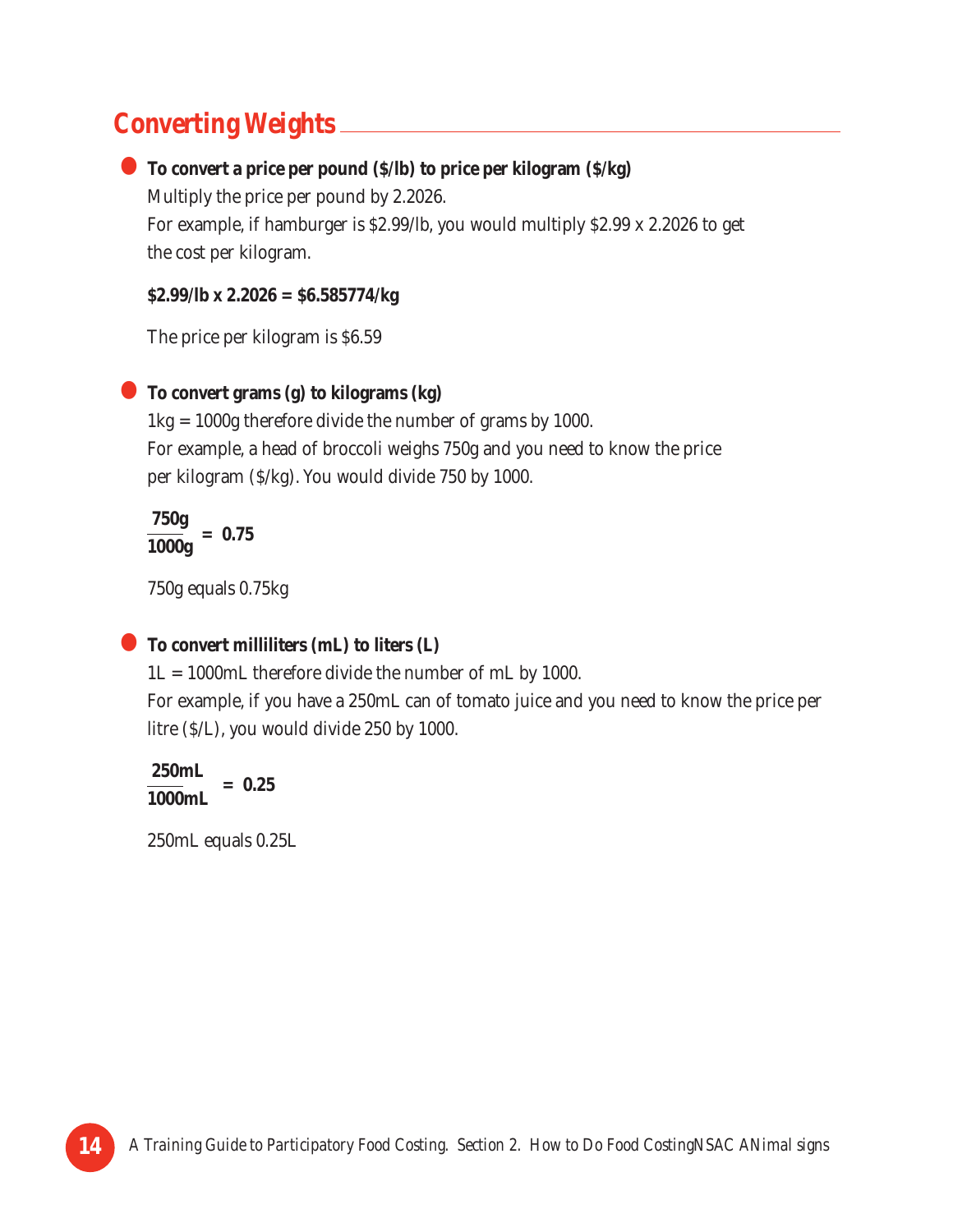## Converting Weights

- **To convert a price per pound ($/lb) to price per kilogram ($/kg)**

  Multiply the price per pound by 2.2026.

  For example, if hamburger is $2.99/lb, you would multiply $2.99 x 2.2026 to get the cost per kilogram.

  **$2.99/lb x 2.2026 = $6.585774/kg**

  The price per kilogram is $6.59

- **To convert grams (g) to kilograms (kg)**

  1kg = 1000g therefore divide the number of grams by 1000.

  For example, a head of broccoli weighs 750g and you need to know the price per kilogram ($/kg). You would divide 750 by 1000.

  $$\frac{\textbf{750g}}{\textbf{1000g}} = \textbf{0.75}$$

  750g equals 0.75kg

- **To convert milliliters (mL) to liters (L)**

  1L = 1000mL therefore divide the number of mL by 1000.

  For example, if you have a 250mL can of tomato juice and you need to know the price per litre ($/L), you would divide 250 by 1000.

  $$\frac{\textbf{250mL}}{\textbf{1000mL}} = \textbf{0.25}$$

  250mL equals 0.25L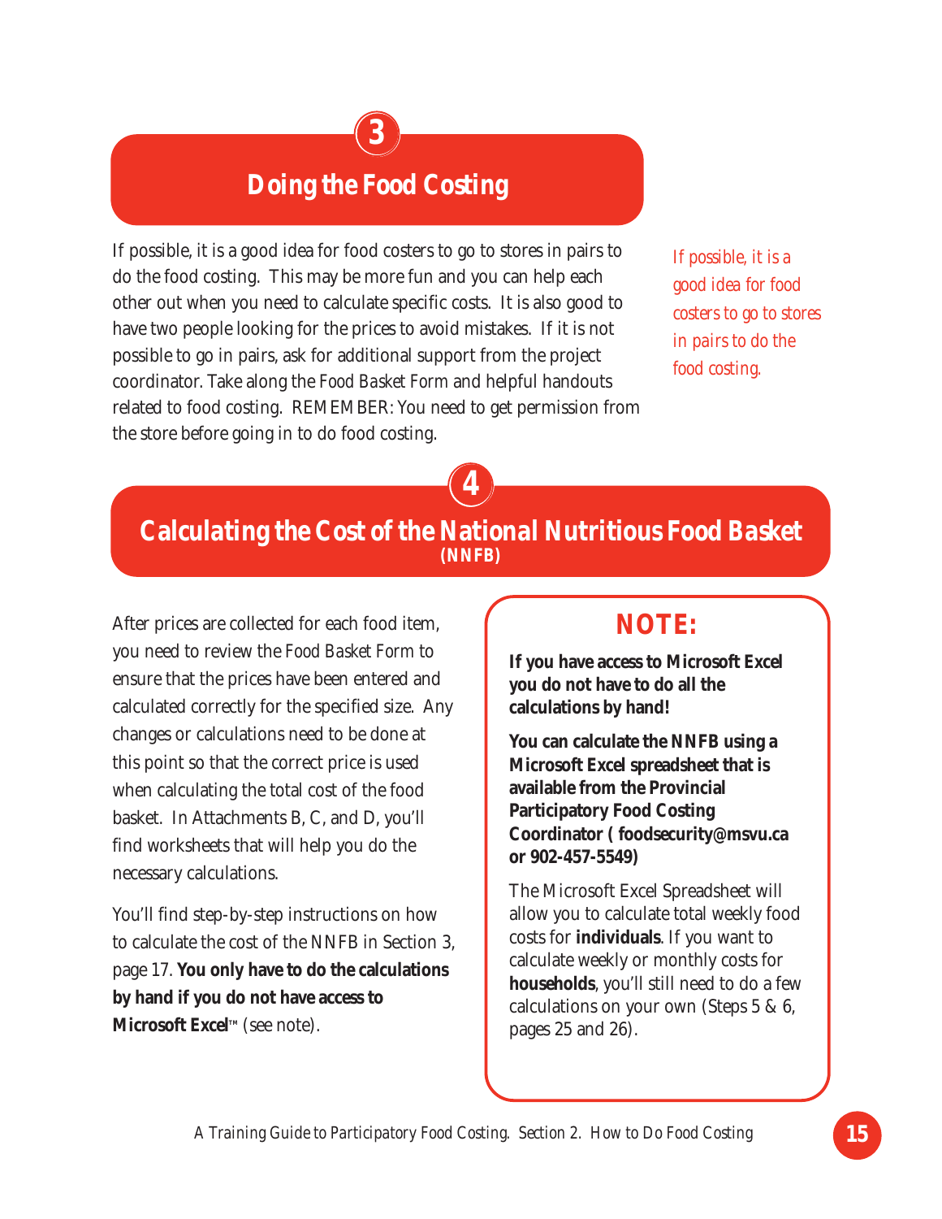## 3 Doing the Food Costing

If possible, it is a good idea for food costers to go to stores in pairs to do the food costing. This may be more fun and you can help each other out when you need to calculate specific costs. It is also good to have two people looking for the prices to avoid mistakes. If it is not possible to go in pairs, ask for additional support from the project coordinator. Take along the *Food Basket Form* and helpful handouts related to food costing. REMEMBER: You need to get permission from the store before going in to do food costing.

*If possible, it is a good idea for food costers to go to stores in pairs to do the food costing.*

## 4 Calculating the Cost of the National Nutritious Food Basket (NNFB)

After prices are collected for each food item, you need to review the *Food Basket Form* to ensure that the prices have been entered and calculated correctly for the specified size. Any changes or calculations need to be done at this point so that the correct price is used when calculating the total cost of the food basket. In Attachments B, C, and D, you'll find worksheets that will help you do the necessary calculations.

You'll find step-by-step instructions on how to calculate the cost of the NNFB in Section 3, page 17. **You only have to do the calculations by hand if you do not have access to Microsoft Excel**™ (see note).

> **NOTE:**
>
> **If you have access to Microsoft Excel you do not have to do all the calculations by hand!**
>
> **You can calculate the NNFB using a Microsoft Excel spreadsheet that is available from the Provincial Participatory Food Costing Coordinator ( foodsecurity@msvu.ca or 902-457-5549)**
>
> The Microsoft Excel Spreadsheet will allow you to calculate total weekly food costs for **individuals**. If you want to calculate weekly or monthly costs for **households**, you'll still need to do a few calculations on your own (Steps 5 & 6, pages 25 and 26).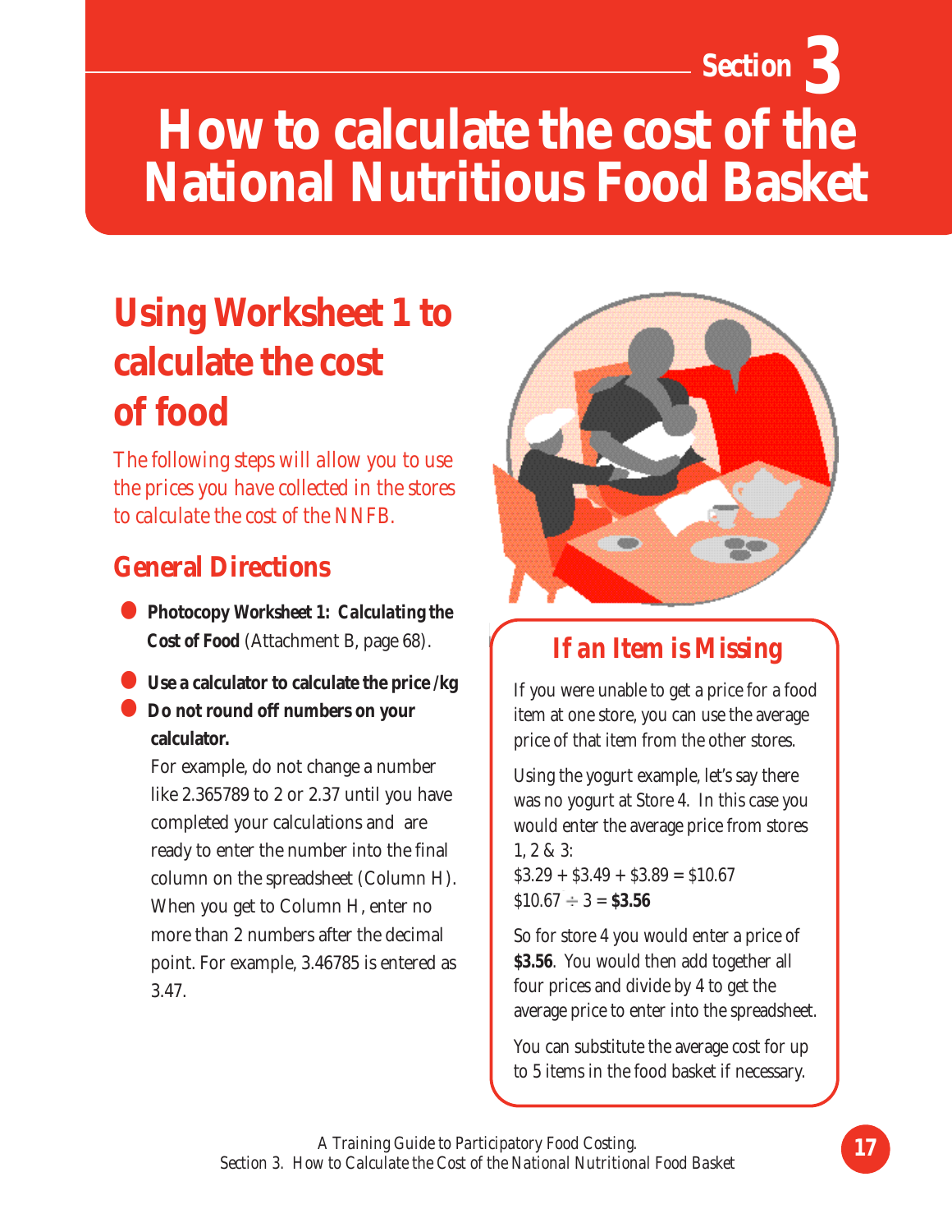Section 3

# How to calculate the cost of the National Nutritious Food Basket

## Using Worksheet 1 to calculate the cost of food

*The following steps will allow you to use the prices you have collected in the stores to calculate the cost of the NNFB.*

### General Directions

- **Photocopy Worksheet 1: Calculating the Cost of Food** (Attachment B, page 68).
- **Use a calculator to calculate the price /kg**
- **Do not round off numbers on your calculator.**

  For example, do not change a number like 2.365789 to 2 or 2.37 until you have completed your calculations and are ready to enter the number into the final column on the spreadsheet (Column H). When you get to Column H, enter no more than 2 numbers after the decimal point. For example, 3.46785 is entered as 3.47.

### If an Item is Missing

If you were unable to get a price for a food item at one store, you can use the average price of that item from the other stores.

Using the yogurt example, let's say there was no yogurt at Store 4. In this case you would enter the average price from stores 1, 2 & 3:
$3.29 + $3.49 + $3.89 = $10.67
$10.67 ÷ 3 = **$3.56**

So for store 4 you would enter a price of **$3.56**. You would then add together all four prices and divide by 4 to get the average price to enter into the spreadsheet.

You can substitute the average cost for up to 5 items in the food basket if necessary.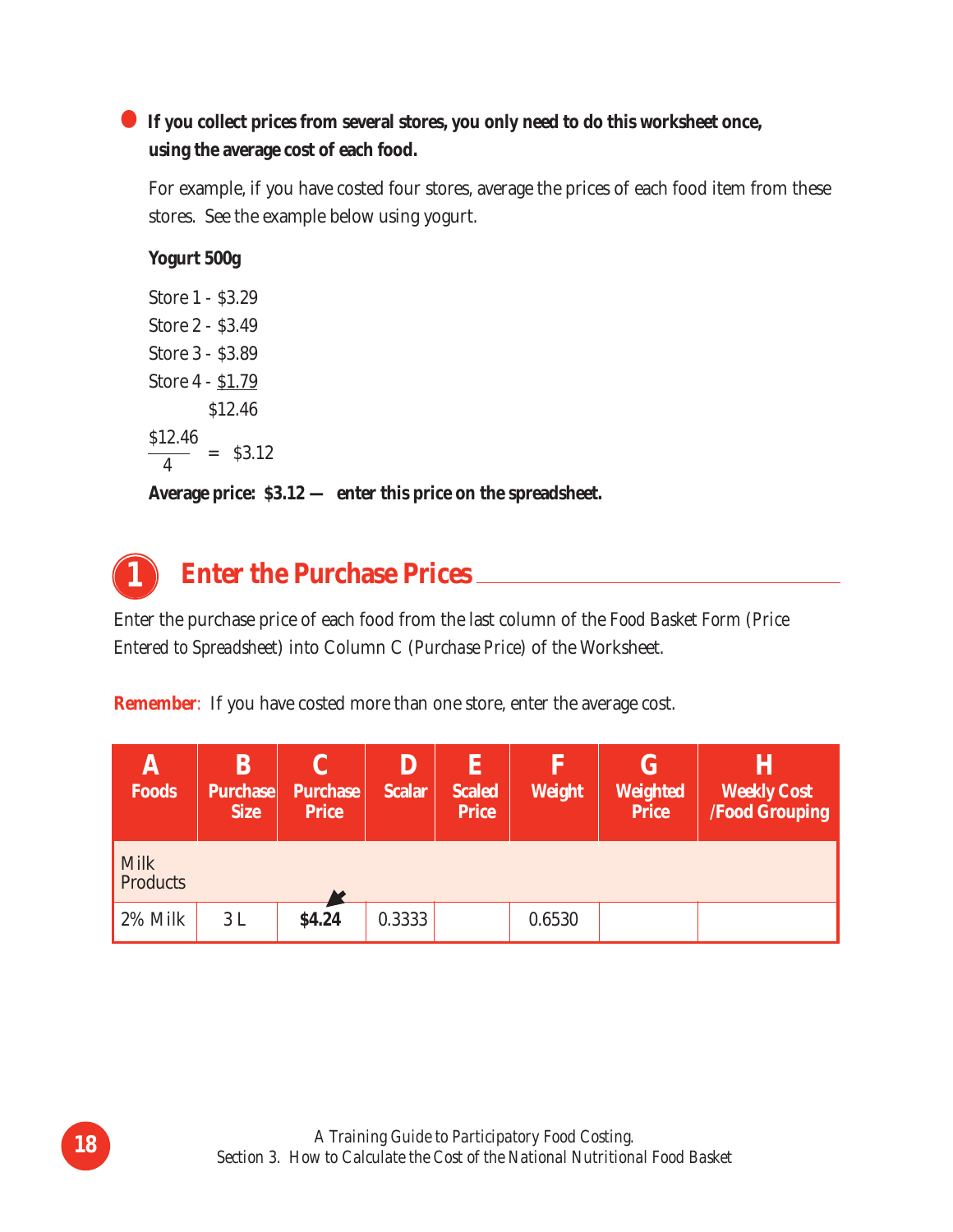- **If you collect prices from several stores, you only need to do this worksheet once, using the average cost of each food.**

  For example, if you have costed four stores, average the prices of each food item from these stores. See the example below using yogurt.

  **Yogurt 500g**

  Store 1 - $3.29
  Store 2 - $3.49
  Store 3 - $3.89
  Store 4 - $1.79
  $12.46

  $$\frac{\$12.46}{4} = \$3.12$$

  **Average price: $3.12 — enter this price on the spreadsheet.**

## 1 Enter the Purchase Prices

Enter the purchase price of each food from the last column of the *Food Basket Form (Price Entered to Spreadsheet)* into Column C (*Purchase Price*) of the Worksheet.

**Remember**: If you have costed more than one store, enter the average cost.

| A Foods | B Purchase Size | C Purchase Price | D Scalar | E Scaled Price | F Weight | G Weighted Price | H Weekly Cost /Food Grouping |
|---|---|---|---|---|---|---|---|
| Milk Products | | | | | | | |
| 2% Milk | 3 L | **$4.24** | 0.3333 | | 0.6530 | | |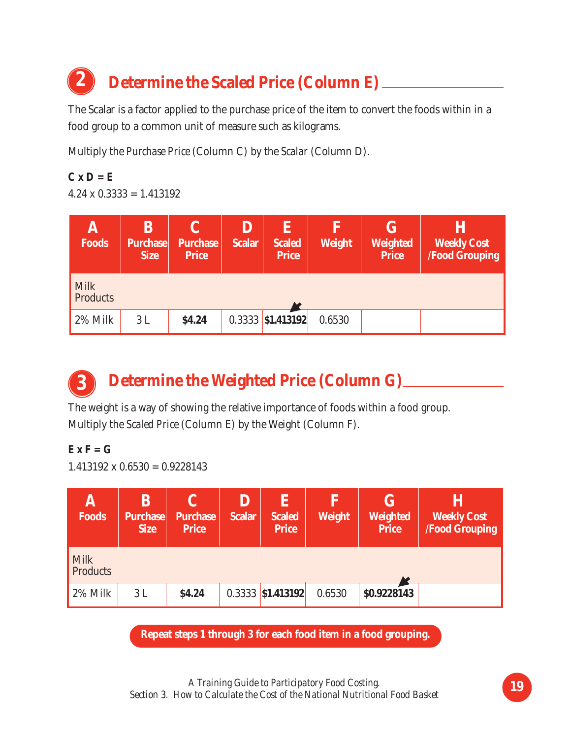## 2 Determine the Scaled Price (Column E)

The Scalar is a factor applied to the purchase price of the item to convert the foods within in a food group to a common unit of measure such as kilograms.

Multiply the Purchase Price (Column C) by the Scalar (Column D).

**C x D = E**
4.24 x 0.3333 = 1.413192

| A<br>Foods | B<br>Purchase Size | C<br>Purchase Price | D<br>Scalar | E<br>Scaled Price | F<br>Weight | G<br>Weighted Price | H<br>Weekly Cost /Food Grouping |
|---|---|---|---|---|---|---|---|
| Milk Products | | | | | | | |
| 2% Milk | 3 L | **$4.24** | 0.3333 | **$1.413192** | 0.6530 | | |

## 3 Determine the Weighted Price (Column G)

The weight is a way of showing the relative importance of foods within a food group.
Multiply the Scaled Price (Column E) by the Weight (Column F).

**E x F = G**
1.413192 x 0.6530 = 0.9228143

| A<br>Foods | B<br>Purchase Size | C<br>Purchase Price | D<br>Scalar | E<br>Scaled Price | F<br>Weight | G<br>Weighted Price | H<br>Weekly Cost /Food Grouping |
|---|---|---|---|---|---|---|---|
| Milk Products | | | | | | | |
| 2% Milk | 3 L | **$4.24** | 0.3333 | **$1.413192** | 0.6530 | **$0.9228143** | |

**Repeat steps 1 through 3 for each food item in a food grouping.**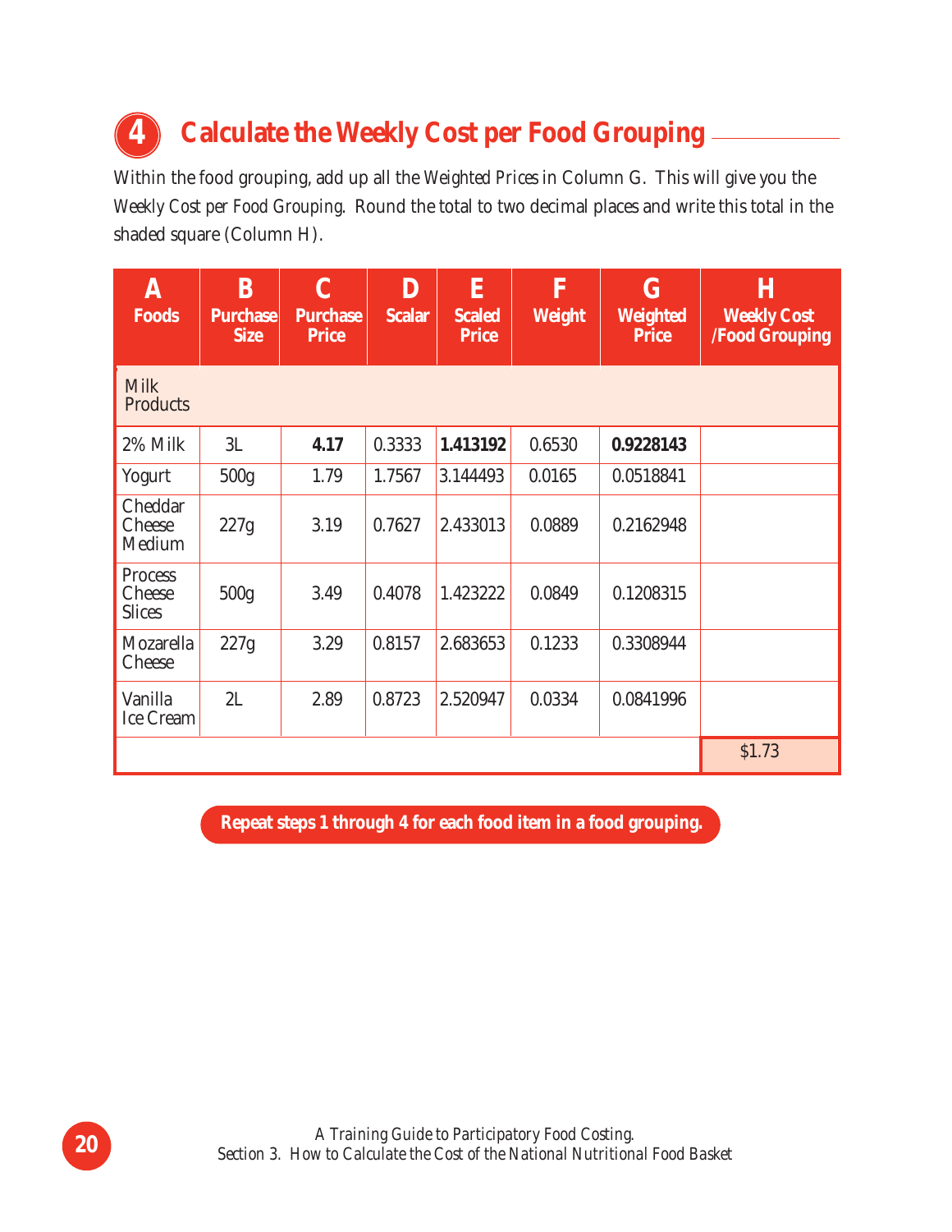## 4 Calculate the Weekly Cost per Food Grouping

Within the food grouping, add up all the *Weighted Prices* in Column G. This will give you the *Weekly Cost per Food Grouping*. Round the total to two decimal places and write this total in the shaded square (Column H).

| A Foods | B Purchase Size | C Purchase Price | D Scalar | E Scaled Price | F Weight | G Weighted Price | H Weekly Cost /Food Grouping |
|---|---|---|---|---|---|---|---|
| Milk Products | | | | | | | |
| 2% Milk | 3L | **4.17** | 0.3333 | **1.413192** | 0.6530 | **0.9228143** | |
| Yogurt | 500g | 1.79 | 1.7567 | 3.144493 | 0.0165 | 0.0518841 | |
| Cheddar Cheese Medium | 227g | 3.19 | 0.7627 | 2.433013 | 0.0889 | 0.2162948 | |
| Process Cheese Slices | 500g | 3.49 | 0.4078 | 1.423222 | 0.0849 | 0.1208315 | |
| Mozarella Cheese | 227g | 3.29 | 0.8157 | 2.683653 | 0.1233 | 0.3308944 | |
| Vanilla Ice Cream | 2L | 2.89 | 0.8723 | 2.520947 | 0.0334 | 0.0841996 | |
| | | | | | | | $1.73 |

**Repeat steps 1 through 4 for each food item in a food grouping.**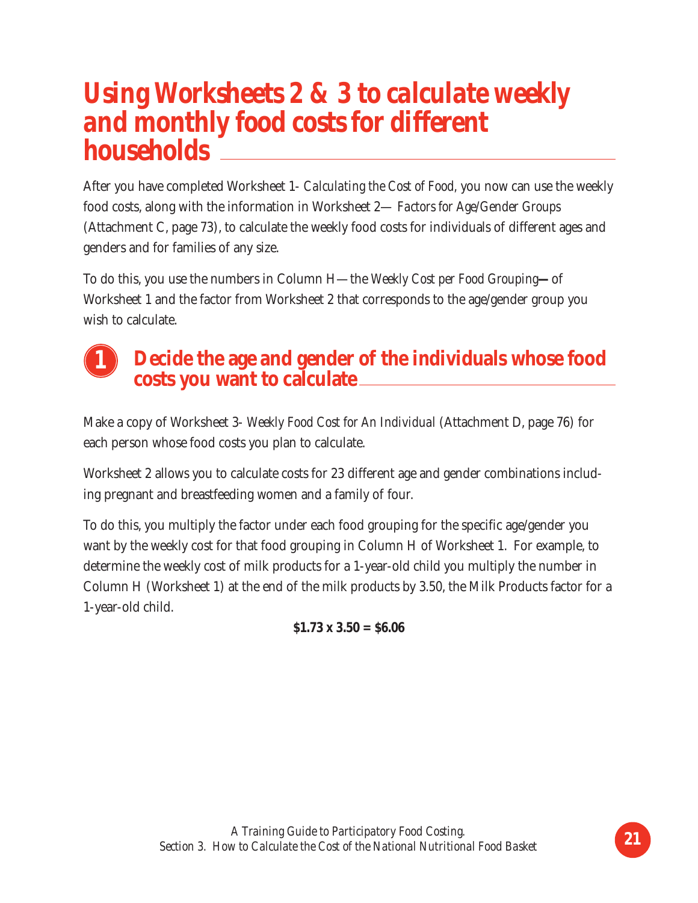# Using Worksheets 2 & 3 to calculate weekly and monthly food costs for different households

After you have completed Worksheet 1- *Calculating the Cost of Food*, you now can use the weekly food costs, along with the information in Worksheet 2— *Factors for Age/Gender Groups* (Attachment C, page 73), to calculate the weekly food costs for individuals of different ages and genders and for families of any size.

To do this, you use the numbers in Column H—the *Weekly Cost per Food Grouping*—of Worksheet 1 and the factor from Worksheet 2 that corresponds to the age/gender group you wish to calculate.

## 1 Decide the age and gender of the individuals whose food costs you want to calculate

Make a copy of Worksheet 3- *Weekly Food Cost for An Individual* (Attachment D, page 76) for each person whose food costs you plan to calculate.

Worksheet 2 allows you to calculate costs for 23 different age and gender combinations including pregnant and breastfeeding women and a family of four.

To do this, you multiply the factor under each food grouping for the specific age/gender you want by the weekly cost for that food grouping in Column H of Worksheet 1. For example, to determine the weekly cost of milk products for a 1-year-old child you multiply the number in Column H (Worksheet 1) at the end of the milk products by 3.50, the Milk Products factor for a 1-year-old child.

**$1.73 x 3.50 = $6.06**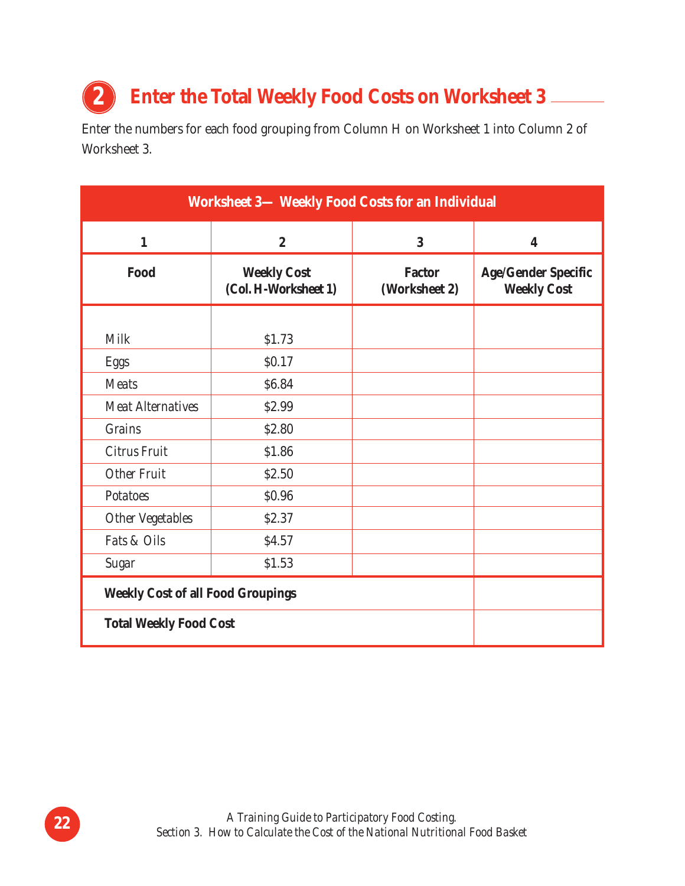## 2 Enter the Total Weekly Food Costs on Worksheet 3

Enter the numbers for each food grouping from Column H on Worksheet 1 into Column 2 of Worksheet 3.

**Worksheet 3— Weekly Food Costs for an Individual**

| 1 | 2 | 3 | 4 |
|---|---|---|---|
| **Food** | **Weekly Cost (Col. H-Worksheet 1)** | **Factor (Worksheet 2)** | **Age/Gender Specific Weekly Cost** |
| Milk | $1.73 | | |
| Eggs | $0.17 | | |
| Meats | $6.84 | | |
| Meat Alternatives | $2.99 | | |
| Grains | $2.80 | | |
| Citrus Fruit | $1.86 | | |
| Other Fruit | $2.50 | | |
| Potatoes | $0.96 | | |
| Other Vegetables | $2.37 | | |
| Fats & Oils | $4.57 | | |
| Sugar | $1.53 | | |
| **Weekly Cost of all Food Groupings** | | | |
| **Total Weekly Food Cost** | | | |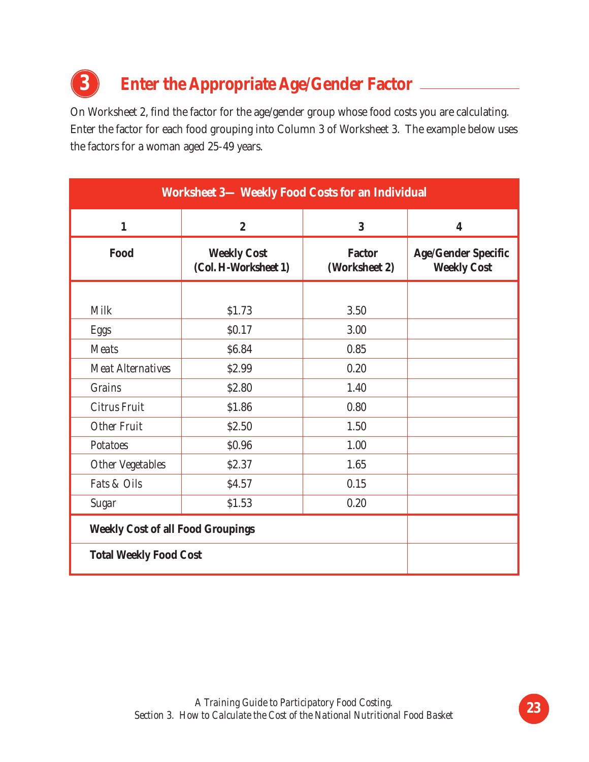## 3 Enter the Appropriate Age/Gender Factor

On Worksheet 2, find the factor for the age/gender group whose food costs you are calculating. Enter the factor for each food grouping into Column 3 of Worksheet 3. The example below uses the factors for a woman aged 25-49 years.

**Worksheet 3— Weekly Food Costs for an Individual**

| 1 | 2 | 3 | 4 |
|---|---|---|---|
| **Food** | **Weekly Cost (Col. H-Worksheet 1)** | **Factor (Worksheet 2)** | **Age/Gender Specific Weekly Cost** |
| Milk | $1.73 | 3.50 | |
| Eggs | $0.17 | 3.00 | |
| Meats | $6.84 | 0.85 | |
| Meat Alternatives | $2.99 | 0.20 | |
| Grains | $2.80 | 1.40 | |
| Citrus Fruit | $1.86 | 0.80 | |
| Other Fruit | $2.50 | 1.50 | |
| Potatoes | $0.96 | 1.00 | |
| Other Vegetables | $2.37 | 1.65 | |
| Fats & Oils | $4.57 | 0.15 | |
| Sugar | $1.53 | 0.20 | |
| **Weekly Cost of all Food Groupings** | | | |
| **Total Weekly Food Cost** | | | |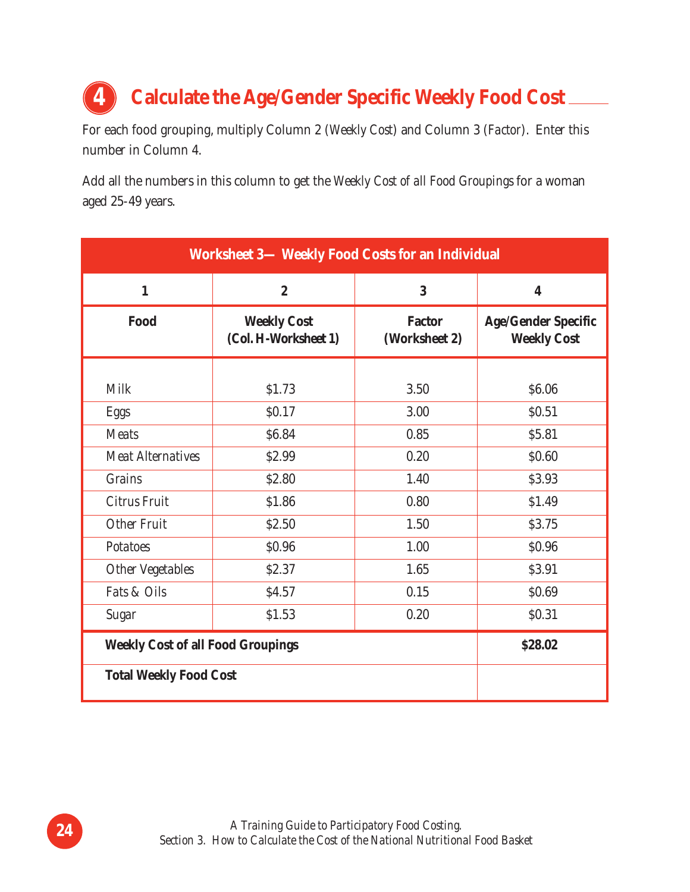## 4 Calculate the Age/Gender Specific Weekly Food Cost

For each food grouping, multiply Column 2 (Weekly Cost) and Column 3 (Factor). Enter this number in Column 4.

Add all the numbers in this column to get the Weekly Cost of all Food Groupings for a woman aged 25-49 years.

| Worksheet 3— Weekly Food Costs for an Individual | | | |
|---|---|---|---|
| **1** | **2** | **3** | **4** |
| **Food** | **Weekly Cost (Col. H-Worksheet 1)** | **Factor (Worksheet 2)** | **Age/Gender Specific Weekly Cost** |
| Milk | $1.73 | 3.50 | $6.06 |
| Eggs | $0.17 | 3.00 | $0.51 |
| Meats | $6.84 | 0.85 | $5.81 |
| Meat Alternatives | $2.99 | 0.20 | $0.60 |
| Grains | $2.80 | 1.40 | $3.93 |
| Citrus Fruit | $1.86 | 0.80 | $1.49 |
| Other Fruit | $2.50 | 1.50 | $3.75 |
| Potatoes | $0.96 | 1.00 | $0.96 |
| Other Vegetables | $2.37 | 1.65 | $3.91 |
| Fats & Oils | $4.57 | 0.15 | $0.69 |
| Sugar | $1.53 | 0.20 | $0.31 |
| **Weekly Cost of all Food Groupings** | | | **$28.02** |
| **Total Weekly Food Cost** | | | |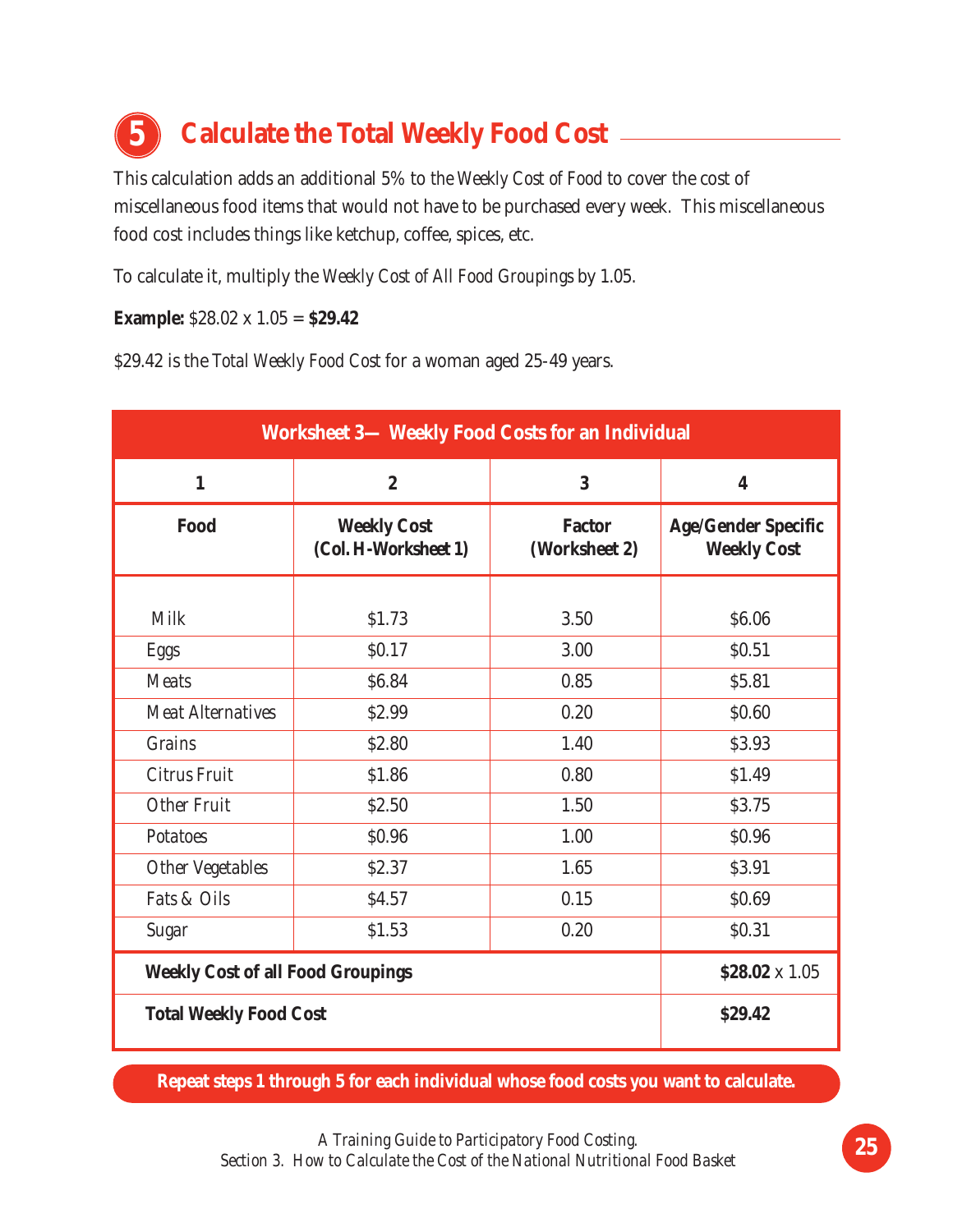## 5 Calculate the Total Weekly Food Cost

This calculation adds an additional 5% to the *Weekly Cost of Food* to cover the cost of miscellaneous food items that would not have to be purchased every week. This miscellaneous food cost includes things like ketchup, coffee, spices, etc.

To calculate it, multiply the *Weekly Cost of All Food Groupings* by 1.05.

**Example:** $28.02 x 1.05 = **$29.42**

$29.42 is the *Total Weekly Food Cost* for a woman aged 25-49 years.

| Worksheet 3— Weekly Food Costs for an Individual | | | |
|---|---|---|---|
| **1** | **2** | **3** | **4** |
| **Food** | **Weekly Cost (Col. H-Worksheet 1)** | **Factor (Worksheet 2)** | **Age/Gender Specific Weekly Cost** |
| Milk | $1.73 | 3.50 | $6.06 |
| Eggs | $0.17 | 3.00 | $0.51 |
| Meats | $6.84 | 0.85 | $5.81 |
| Meat Alternatives | $2.99 | 0.20 | $0.60 |
| Grains | $2.80 | 1.40 | $3.93 |
| Citrus Fruit | $1.86 | 0.80 | $1.49 |
| Other Fruit | $2.50 | 1.50 | $3.75 |
| Potatoes | $0.96 | 1.00 | $0.96 |
| Other Vegetables | $2.37 | 1.65 | $3.91 |
| Fats & Oils | $4.57 | 0.15 | $0.69 |
| Sugar | $1.53 | 0.20 | $0.31 |
| **Weekly Cost of all Food Groupings** | | | **$28.02** x 1.05 |
| **Total Weekly Food Cost** | | | **$29.42** |

**Repeat steps 1 through 5 for each individual whose food costs you want to calculate.**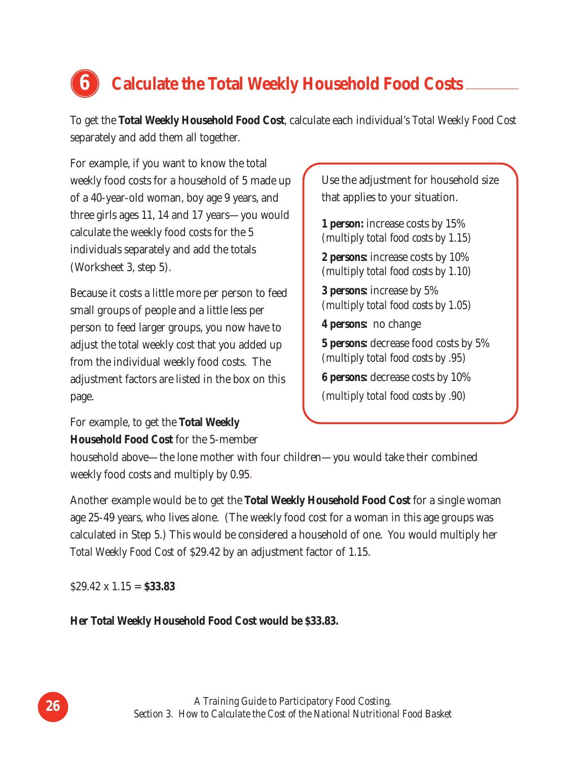## 6 Calculate the Total Weekly Household Food Costs

To get the **Total Weekly Household Food Cost**, calculate each individual's *Total Weekly Food Cost* separately and add them all together.

For example, if you want to know the total weekly food costs for a household of 5 made up of a 40-year-old woman, boy age 9 years, and three girls ages 11, 14 and 17 years—you would calculate the weekly food costs for the 5 individuals separately and add the totals (Worksheet 3, step 5).

Because it costs a little more per person to feed small groups of people and a little less per person to feed larger groups, you now have to adjust the total weekly cost that you added up from the individual weekly food costs. The adjustment factors are listed in the box on this page.

> Use the adjustment for household size that applies to your situation.
>
> **1 person:** increase costs by 15%
> *(multiply total food costs by 1.15)*
>
> **2 persons:** increase costs by 10%
> *(multiply total food costs by 1.10)*
>
> **3 persons:** increase by 5%
> *(multiply total food costs by 1.05)*
>
> **4 persons:** no change
>
> **5 persons:** decrease food costs by 5%
> *(multiply total food costs by .95)*
>
> **6 persons:** decrease costs by 10%
> *(multiply total food costs by .90)*

For example, to get the **Total Weekly Household Food Cost** for the 5-member household above—the lone mother with four children—you would take their combined weekly food costs and multiply by 0.95.

Another example would be to get the **Total Weekly Household Food Cost** for a single woman age 25-49 years, who lives alone. (The weekly food cost for a woman in this age groups was calculated in Step 5.) This would be considered a household of one. You would multiply her *Total Weekly Food Cost* of $29.42 by an adjustment factor of 1.15.

$29.42 x 1.15 = **$33.83**

**Her Total Weekly Household Food Cost would be $33.83.**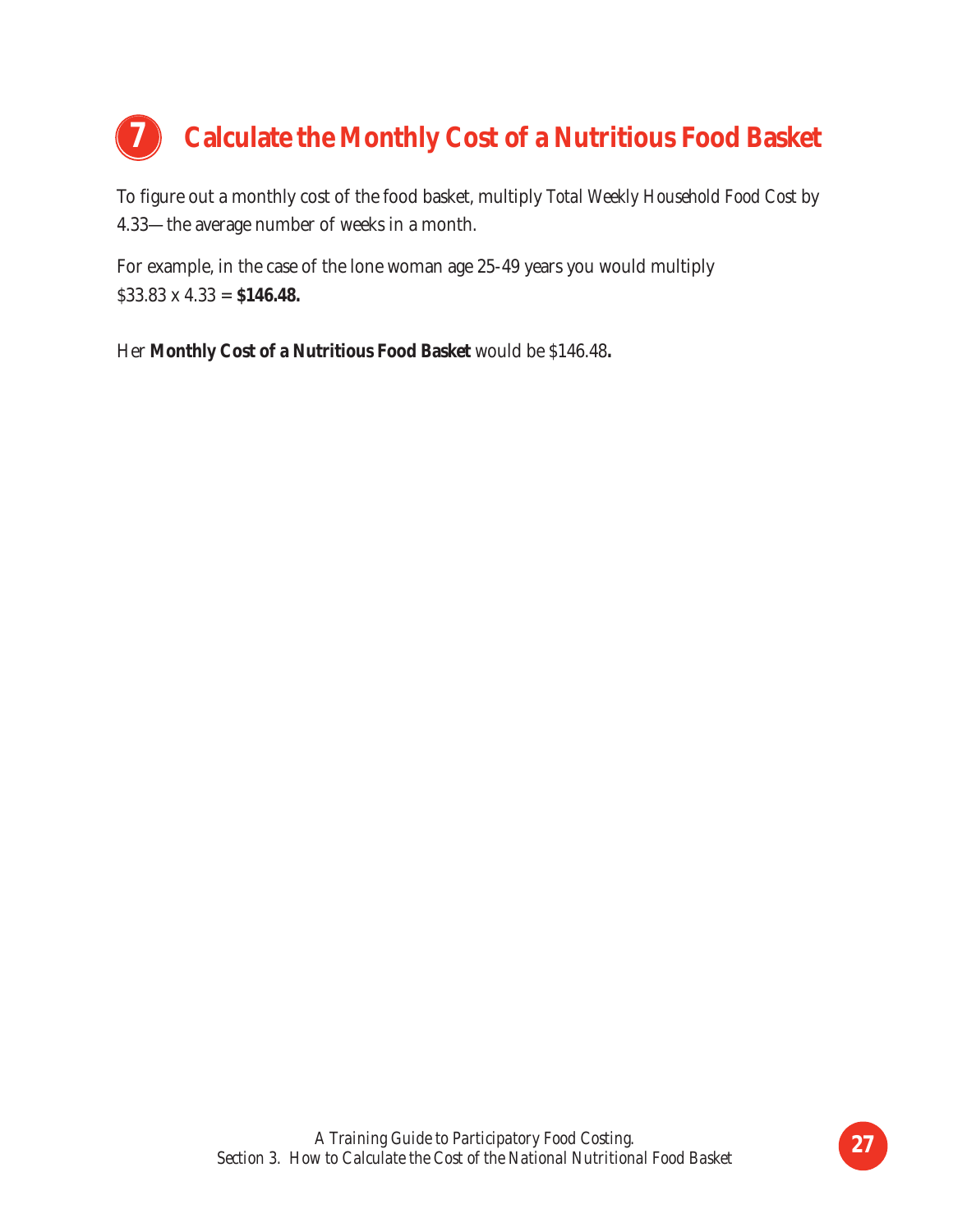# 7 Calculate the Monthly Cost of a Nutritious Food Basket

To figure out a monthly cost of the food basket, multiply *Total Weekly Household Food Cost* by 4.33—the average number of weeks in a month.

For example, in the case of the lone woman age 25-49 years you would multiply $33.83 x 4.33 = **$146.48.**

Her **Monthly Cost of a Nutritious Food Basket** would be $146.48**.**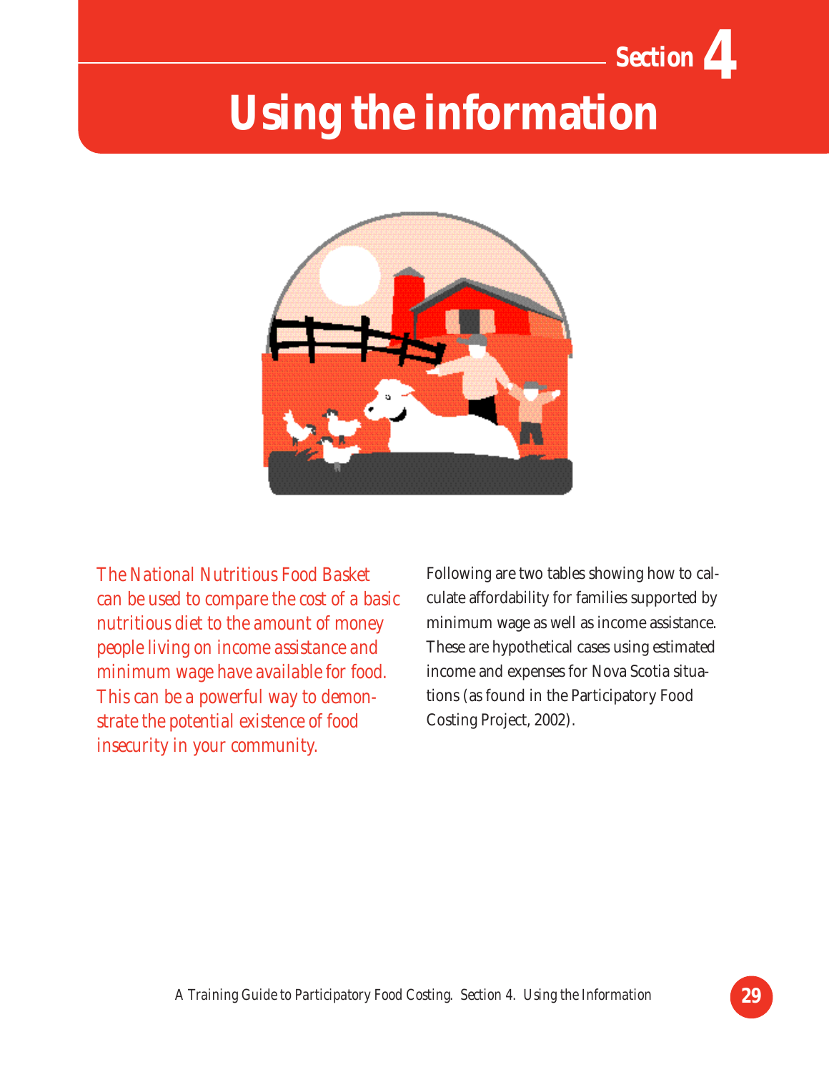# Section 4

# Using the information

*The National Nutritious Food Basket can be used to compare the cost of a basic nutritious diet to the amount of money people living on income assistance and minimum wage have available for food. This can be a powerful way to demonstrate the potential existence of food insecurity in your community.*

Following are two tables showing how to calculate affordability for families supported by minimum wage as well as income assistance. These are hypothetical cases using estimated income and expenses for Nova Scotia situations (as found in the Participatory Food Costing Project, 2002).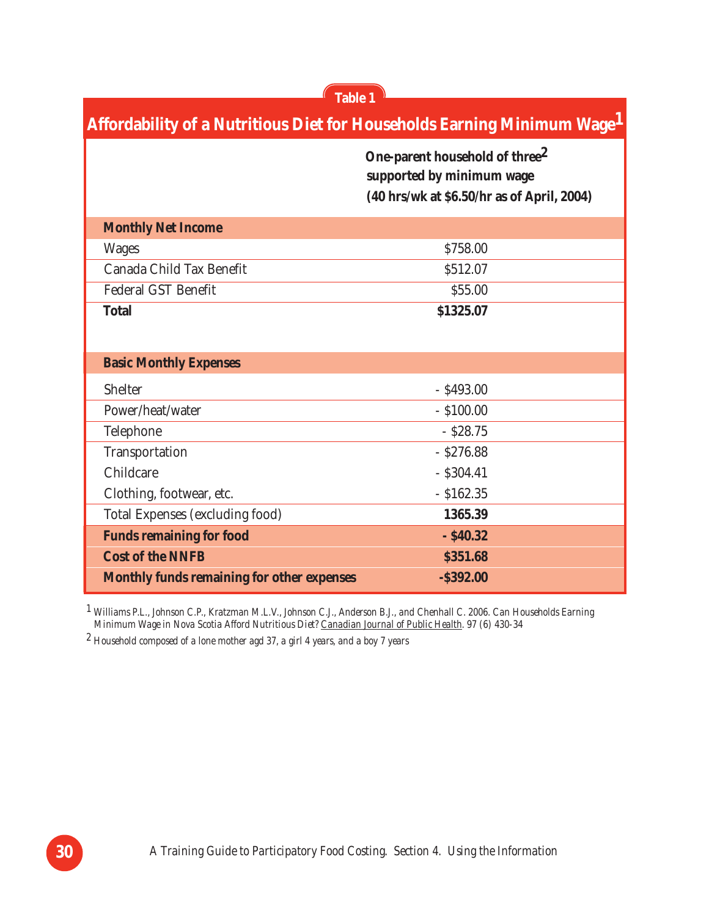**Table 1**

## Affordability of a Nutritious Diet for Households Earning Minimum Wage[1]

| | One-parent household of three[2] supported by minimum wage (40 hrs/wk at $6.50/hr as of April, 2004) |
|---|---|
| **Monthly Net Income** | |
| Wages | $758.00 |
| Canada Child Tax Benefit | $512.07 |
| Federal GST Benefit | $55.00 |
| **Total** | **$1325.07** |
| **Basic Monthly Expenses** | |
| Shelter | - $493.00 |
| Power/heat/water | - $100.00 |
| Telephone | - $28.75 |
| Transportation | - $276.88 |
| Childcare | - $304.41 |
| Clothing, footwear, etc. | - $162.35 |
| Total Expenses (excluding food) | **1365.39** |
| **Funds remaining for food** | **- $40.32** |
| **Cost of the NNFB** | **$351.68** |
| **Monthly funds remaining for other expenses** | **-$392.00** |

[1] Williams P.L., Johnson C.P., Kratzman M.L.V., Johnson C.J., Anderson B.J., and Chenhall C. 2006. Can Households Earning Minimum Wage in Nova Scotia Afford Nutritious Diet? Canadian Journal of Public Health. 97 (6) 430-34

[2] Household composed of a lone mother agd 37, a girl 4 years, and a boy 7 years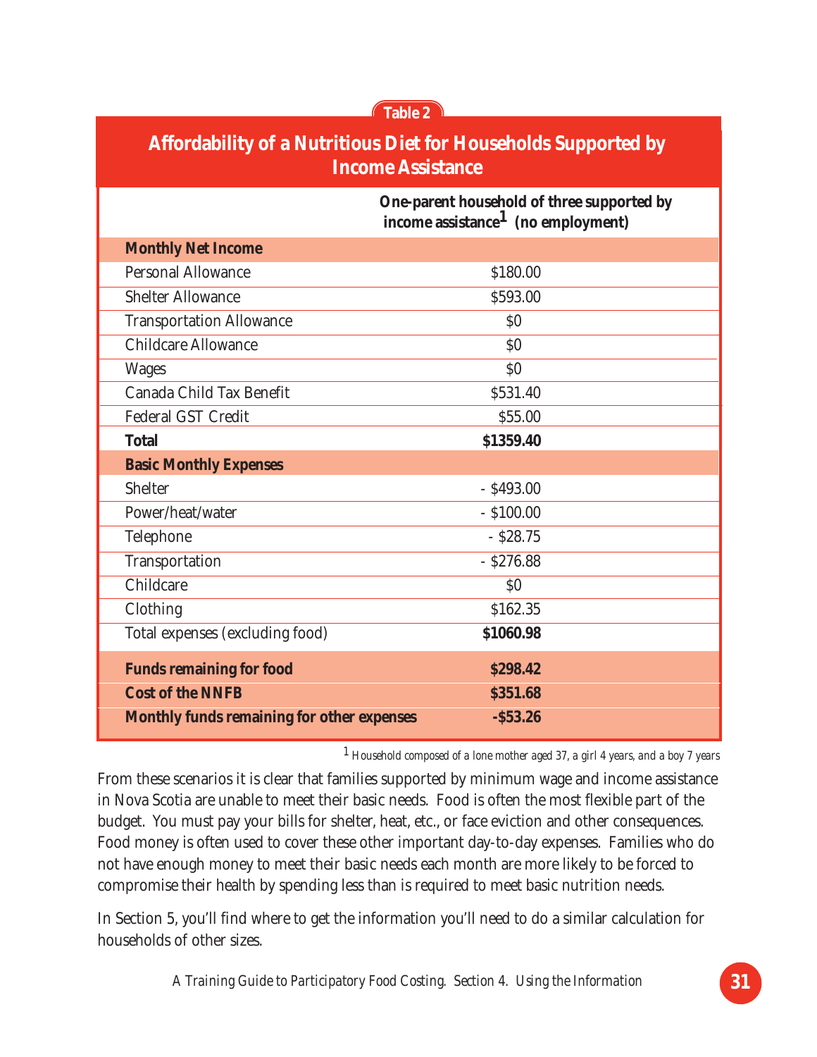Table 2

## Affordability of a Nutritious Diet for Households Supported by Income Assistance

| | One-parent household of three supported by income assistance[1] (no employment) |
|---|---|
| **Monthly Net Income** | |
| Personal Allowance | $180.00 |
| Shelter Allowance | $593.00 |
| Transportation Allowance | $0 |
| Childcare Allowance | $0 |
| Wages | $0 |
| Canada Child Tax Benefit | $531.40 |
| Federal GST Credit | $55.00 |
| **Total** | **$1359.40** |
| **Basic Monthly Expenses** | |
| Shelter | - $493.00 |
| Power/heat/water | - $100.00 |
| Telephone | - $28.75 |
| Transportation | - $276.88 |
| Childcare | $0 |
| Clothing | $162.35 |
| Total expenses (excluding food) | **$1060.98** |
| **Funds remaining for food** | **$298.42** |
| **Cost of the NNFB** | **$351.68** |
| **Monthly funds remaining for other expenses** | **-$53.26** |

[1] *Household composed of a lone mother aged 37, a girl 4 years, and a boy 7 years*

From these scenarios it is clear that families supported by minimum wage and income assistance in Nova Scotia are unable to meet their basic needs. Food is often the most flexible part of the budget. You must pay your bills for shelter, heat, etc., or face eviction and other consequences. Food money is often used to cover these other important day-to-day expenses. Families who do not have enough money to meet their basic needs each month are more likely to be forced to compromise their health by spending less than is required to meet basic nutrition needs.

In Section 5, you'll find where to get the information you'll need to do a similar calculation for households of other sizes.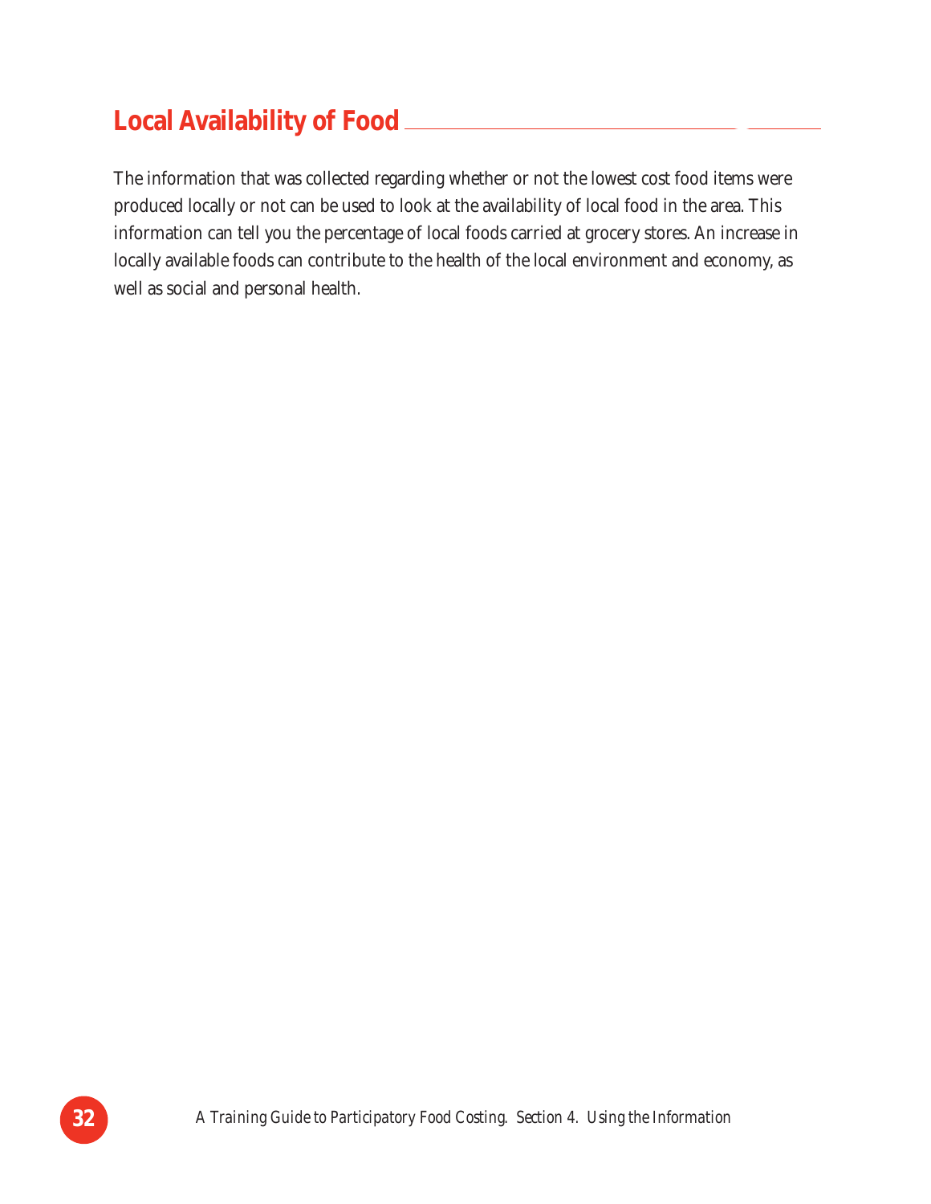## Local Availability of Food

The information that was collected regarding whether or not the lowest cost food items were produced locally or not can be used to look at the availability of local food in the area. This information can tell you the percentage of local foods carried at grocery stores. An increase in locally available foods can contribute to the health of the local environment and economy, as well as social and personal health.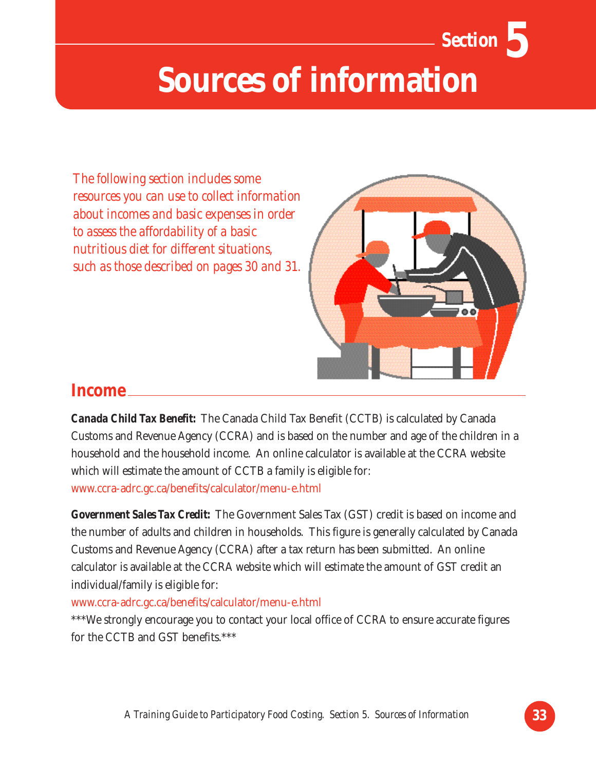# Section 5

# Sources of information

*The following section includes some resources you can use to collect information about incomes and basic expenses in order to assess the affordability of a basic nutritious diet for different situations, such as those described on pages 30 and 31.*

## Income

**Canada Child Tax Benefit:** The Canada Child Tax Benefit (CCTB) is calculated by Canada Customs and Revenue Agency (CCRA) and is based on the number and age of the children in a household and the household income. An online calculator is available at the CCRA website which will estimate the amount of CCTB a family is eligible for:
www.ccra-adrc.gc.ca/benefits/calculator/menu-e.html

**Government Sales Tax Credit:** The Government Sales Tax (GST) credit is based on income and the number of adults and children in households. This figure is generally calculated by Canada Customs and Revenue Agency (CCRA) after a tax return has been submitted. An online calculator is available at the CCRA website which will estimate the amount of GST credit an individual/family is eligible for:
www.ccra-adrc.gc.ca/benefits/calculator/menu-e.html
***We strongly encourage you to contact your local office of CCRA to ensure accurate figures for the CCTB and GST benefits.***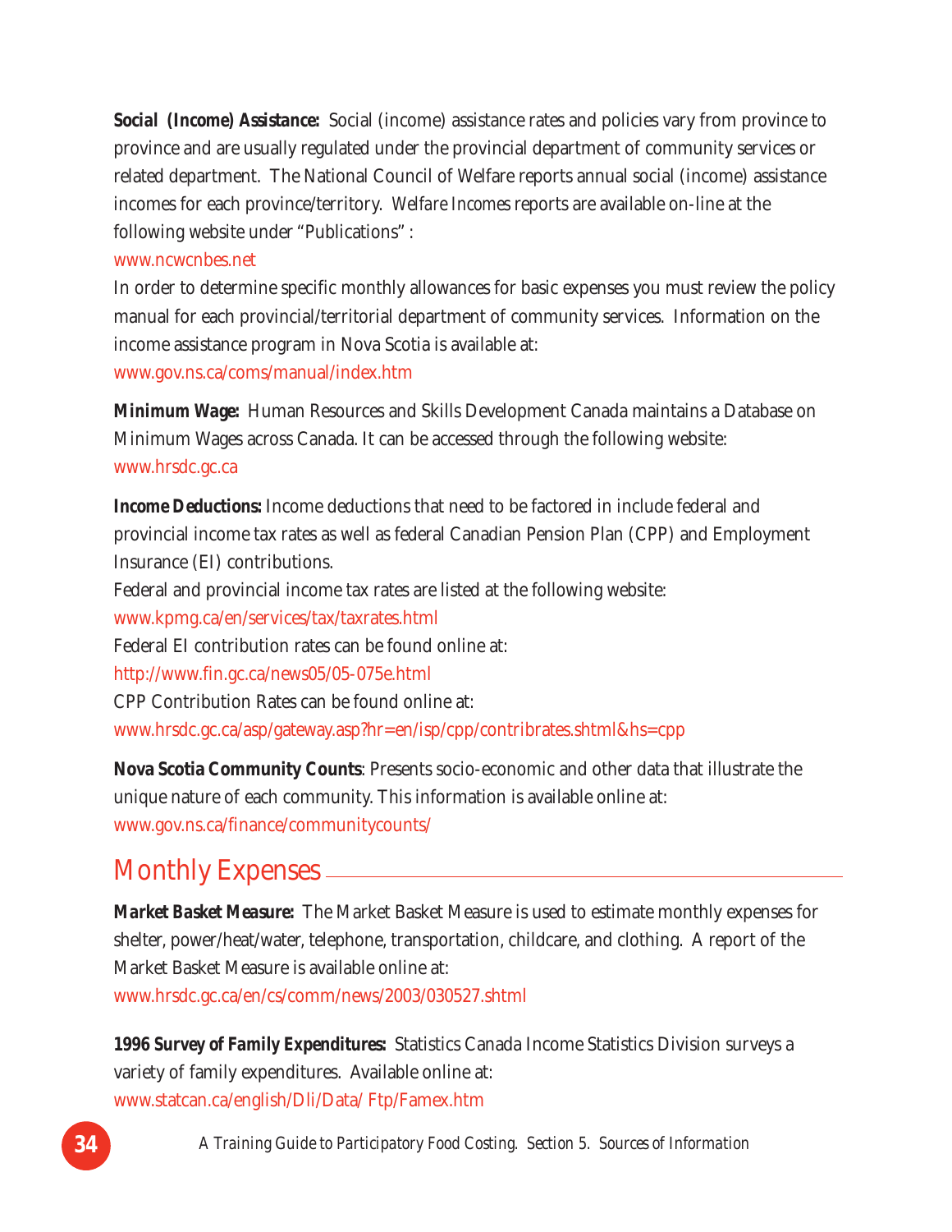**Social (Income) Assistance:** Social (income) assistance rates and policies vary from province to province and are usually regulated under the provincial department of community services or related department. The National Council of Welfare reports annual social (income) assistance incomes for each province/territory. *Welfare Incomes* reports are available on-line at the following website under "Publications" :

www.ncwcnbes.net

In order to determine specific monthly allowances for basic expenses you must review the policy manual for each provincial/territorial department of community services. Information on the income assistance program in Nova Scotia is available at:

www.gov.ns.ca/coms/manual/index.htm

**Minimum Wage:** Human Resources and Skills Development Canada maintains a Database on Minimum Wages across Canada. It can be accessed through the following website:

www.hrsdc.gc.ca

**Income Deductions:** Income deductions that need to be factored in include federal and provincial income tax rates as well as federal Canadian Pension Plan (CPP) and Employment Insurance (EI) contributions.

Federal and provincial income tax rates are listed at the following website:

www.kpmg.ca/en/services/tax/taxrates.html

Federal EI contribution rates can be found online at:

http://www.fin.gc.ca/news05/05-075e.html

CPP Contribution Rates can be found online at:

www.hrsdc.gc.ca/asp/gateway.asp?hr=en/isp/cpp/contribrates.shtml&hs=cpp

**Nova Scotia Community Counts**: Presents socio-economic and other data that illustrate the unique nature of each community. This information is available online at:

www.gov.ns.ca/finance/communitycounts/

## Monthly Expenses

**Market Basket Measure:** The Market Basket Measure is used to estimate monthly expenses for shelter, power/heat/water, telephone, transportation, childcare, and clothing. A report of the Market Basket Measure is available online at:

www.hrsdc.gc.ca/en/cs/comm/news/2003/030527.shtml

**1996 Survey of Family Expenditures:** Statistics Canada Income Statistics Division surveys a variety of family expenditures. Available online at:

www.statcan.ca/english/Dli/Data/ Ftp/Famex.htm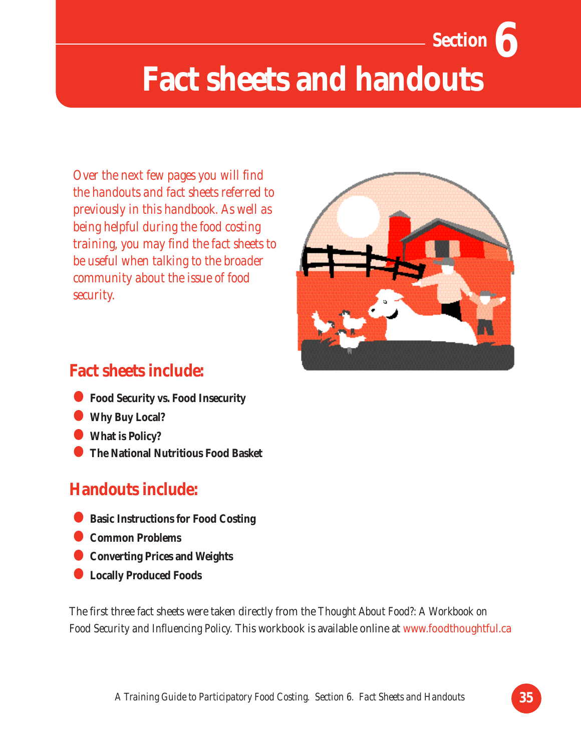Section 6

# Fact sheets and handouts

*Over the next few pages you will find the handouts and fact sheets referred to previously in this handbook. As well as being helpful during the food costing training, you may find the fact sheets to be useful when talking to the broader community about the issue of food security.*

## Fact sheets include:

- **Food Security vs. Food Insecurity**
- **Why Buy Local?**
- **What is Policy?**
- **The National Nutritious Food Basket**

## Handouts include:

- **Basic Instructions for Food Costing**
- **Common Problems**
- **Converting Prices and Weights**
- **Locally Produced Foods**

The first three fact sheets were taken directly from the *Thought About Food?: A Workbook on Food Security and Influencing Policy*. This workbook is available online at www.foodthoughtful.ca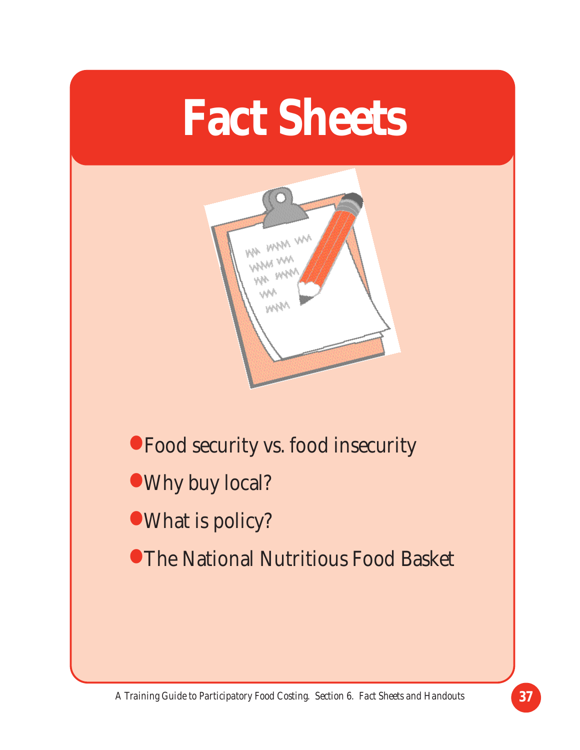# Fact Sheets

- Food security vs. food insecurity
- Why buy local?
- What is policy?
- The National Nutritious Food Basket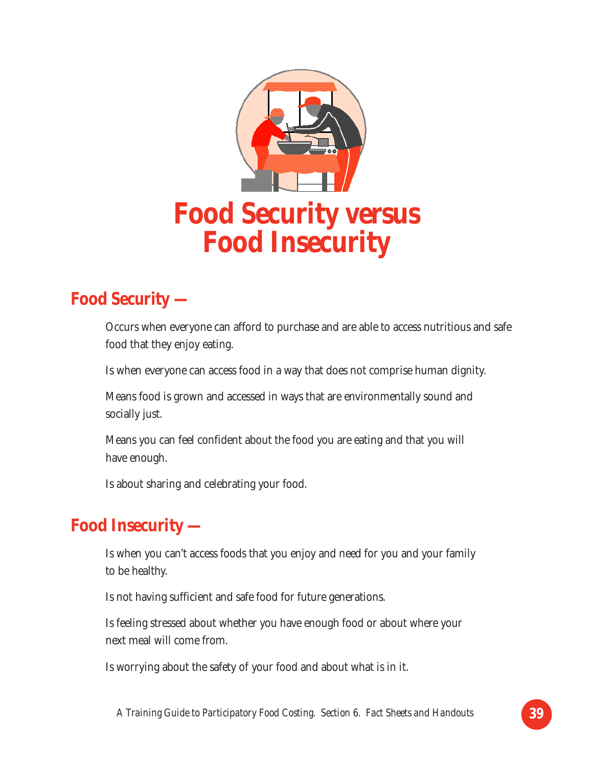# Food Security versus Food Insecurity

## Food Security —

Occurs when everyone can afford to purchase and are able to access nutritious and safe food that they enjoy eating.

Is when everyone can access food in a way that does not comprise human dignity.

Means food is grown and accessed in ways that are environmentally sound and socially just.

Means you can feel confident about the food you are eating and that you will have enough.

Is about sharing and celebrating your food.

## Food Insecurity —

Is when you can't access foods that you enjoy and need for you and your family to be healthy.

Is not having sufficient and safe food for future generations.

Is feeling stressed about whether you have enough food or about where your next meal will come from.

Is worrying about the safety of your food and about what is in it.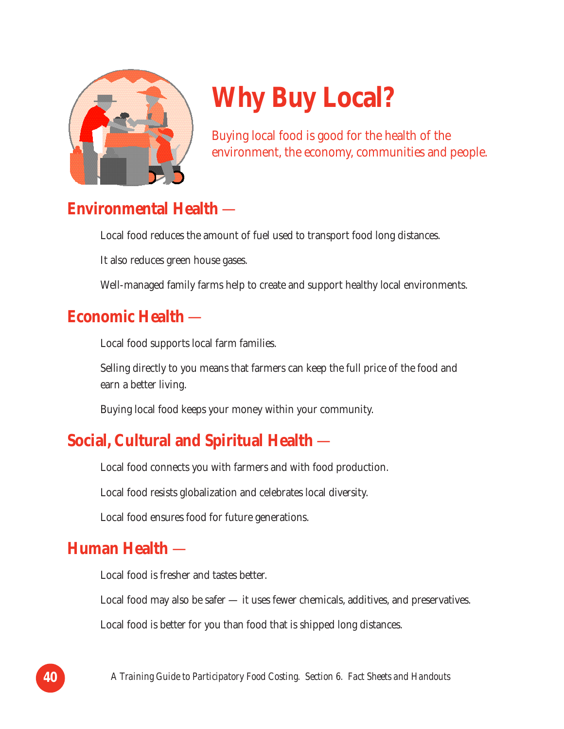# Why Buy Local?

Buying local food is good for the health of the environment, the economy, communities and people.

## Environmental Health —

Local food reduces the amount of fuel used to transport food long distances.

It also reduces green house gases.

Well-managed family farms help to create and support healthy local environments.

## Economic Health —

Local food supports local farm families.

Selling directly to you means that farmers can keep the full price of the food and earn a better living.

Buying local food keeps your money within your community.

## Social, Cultural and Spiritual Health —

Local food connects you with farmers and with food production.

Local food resists globalization and celebrates local diversity.

Local food ensures food for future generations.

## Human Health —

Local food is fresher and tastes better.

Local food may also be safer — it uses fewer chemicals, additives, and preservatives.

Local food is better for you than food that is shipped long distances.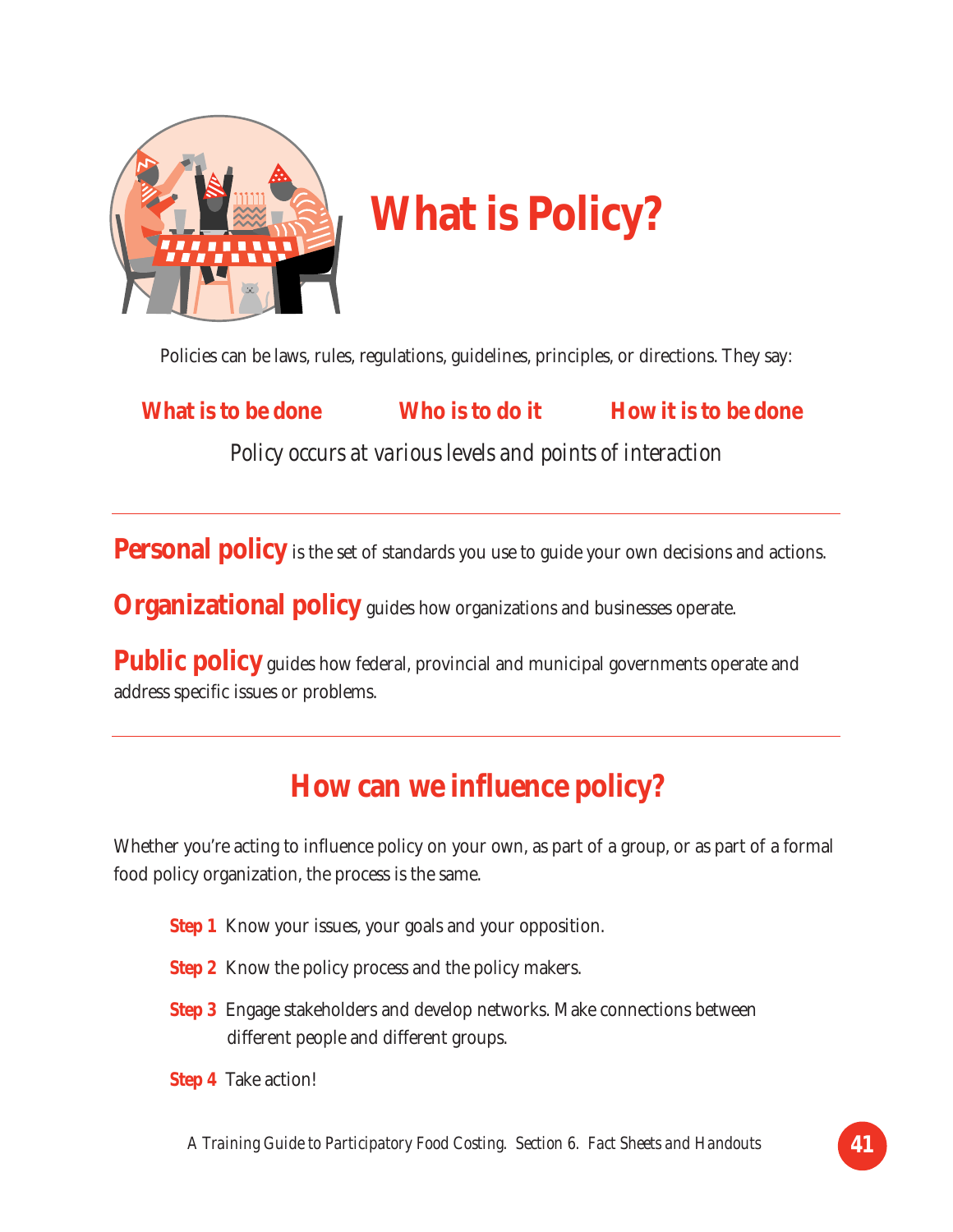# What is Policy?

Policies can be laws, rules, regulations, guidelines, principles, or directions. They say:

**What is to be done** **Who is to do it** **How it is to be done**

*Policy occurs at various levels and points of interaction*

---

**Personal policy** is the set of standards you use to guide your own decisions and actions.

**Organizational policy** guides how organizations and businesses operate.

**Public policy** guides how federal, provincial and municipal governments operate and address specific issues or problems.

---

## How can we influence policy?

Whether you're acting to influence policy on your own, as part of a group, or as part of a formal food policy organization, the process is the same.

**Step 1** Know your issues, your goals and your opposition.

**Step 2** Know the policy process and the policy makers.

**Step 3** Engage stakeholders and develop networks. Make connections between different people and different groups.

**Step 4** Take action!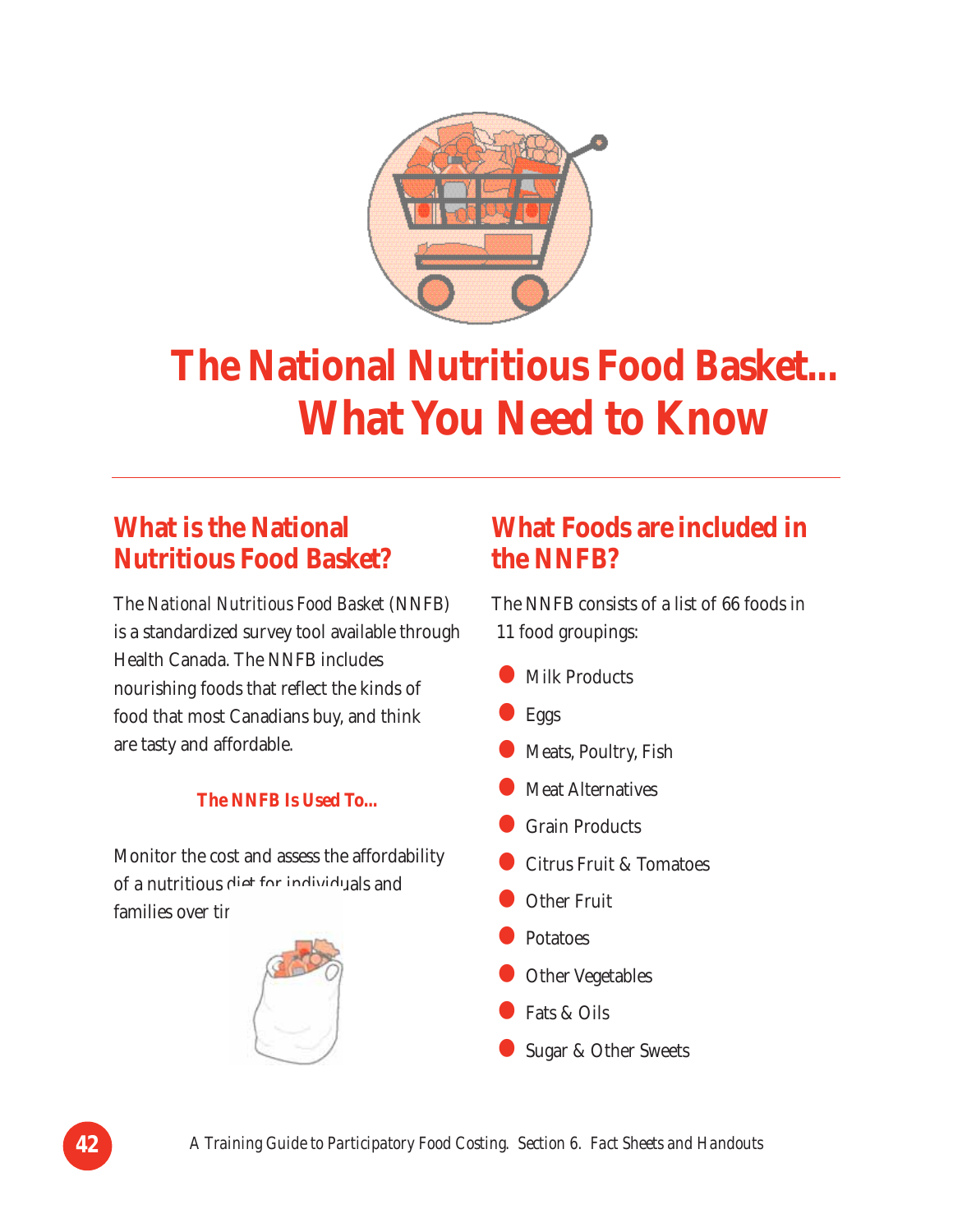# The National Nutritious Food Basket... What You Need to Know

## What is the National Nutritious Food Basket?

The *National Nutritious Food Basket* (NNFB) is a standardized survey tool available through Health Canada. The NNFB includes nourishing foods that reflect the kinds of food that most Canadians buy, and think are tasty and affordable.

### The NNFB Is Used To...

Monitor the cost and assess the affordability of a nutritious diet for individuals and families over tir

## What Foods are included in the NNFB?

The NNFB consists of a list of 66 foods in 11 food groupings:

- Milk Products
- Eggs
- Meats, Poultry, Fish
- Meat Alternatives
- Grain Products
- Citrus Fruit & Tomatoes
- Other Fruit
- Potatoes
- Other Vegetables
- Fats & Oils
- Sugar & Other Sweets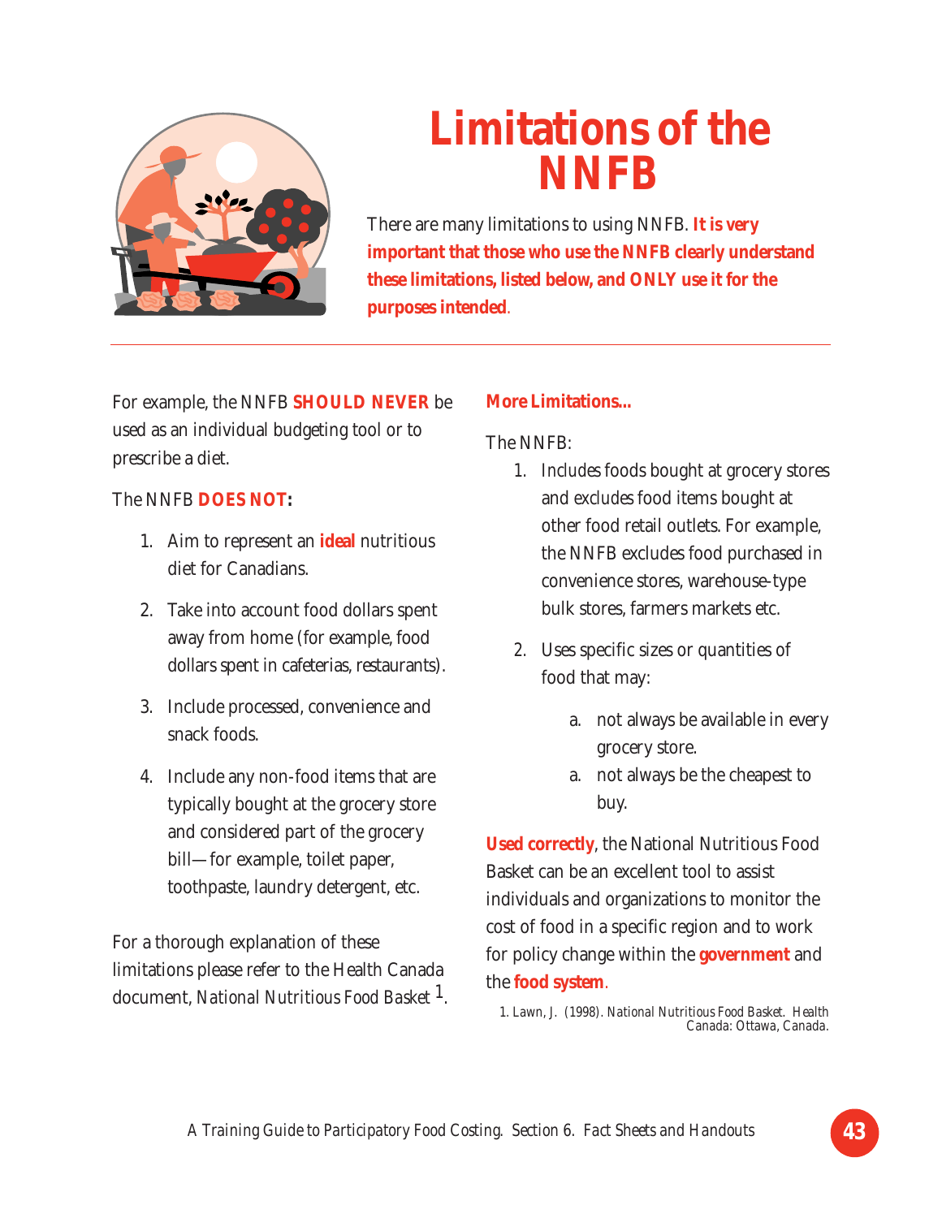# Limitations of the NNFB

There are many limitations to using NNFB. **It is very important that those who use the NNFB clearly understand these limitations, listed below, and ONLY use it for the purposes intended**.

For example, the NNFB **SHOULD NEVER** be used as an individual budgeting tool or to prescribe a diet.

The NNFB **DOES NOT:**

1. Aim to represent an **ideal** nutritious diet for Canadians.
2. Take into account food dollars spent away from home (for example, food dollars spent in cafeterias, restaurants).
3. Include processed, convenience and snack foods.
4. Include any non-food items that are typically bought at the grocery store and considered part of the grocery bill—for example, toilet paper, toothpaste, laundry detergent, etc.

For a thorough explanation of these limitations please refer to the Health Canada document, *National Nutritious Food Basket* [1].

**More Limitations...**

The NNFB:

1. Includes foods bought at grocery stores and excludes food items bought at other food retail outlets. For example, the NNFB excludes food purchased in convenience stores, warehouse-type bulk stores, farmers markets etc.
2. Uses specific sizes or quantities of food that may:
   a. not always be available in every grocery store.
   a. not always be the cheapest to buy.

**Used correctly**, the National Nutritious Food Basket can be an excellent tool to assist individuals and organizations to monitor the cost of food in a specific region and to work for policy change within the **government** and the **food system**.

1. Lawn, J. (1998). *National Nutritious Food Basket*. Health Canada: Ottawa, Canada.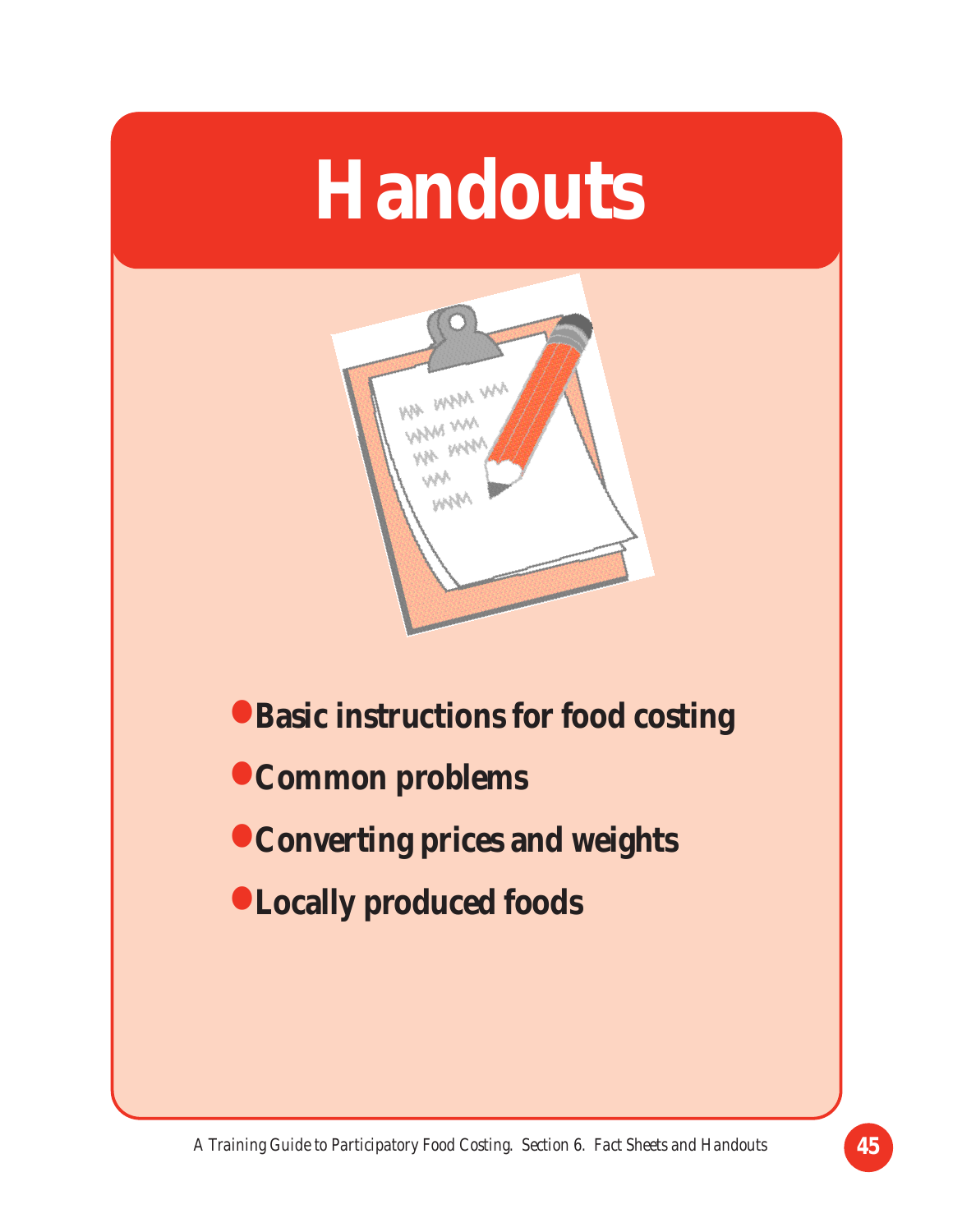# Handouts

- Basic instructions for food costing
- Common problems
- Converting prices and weights
- Locally produced foods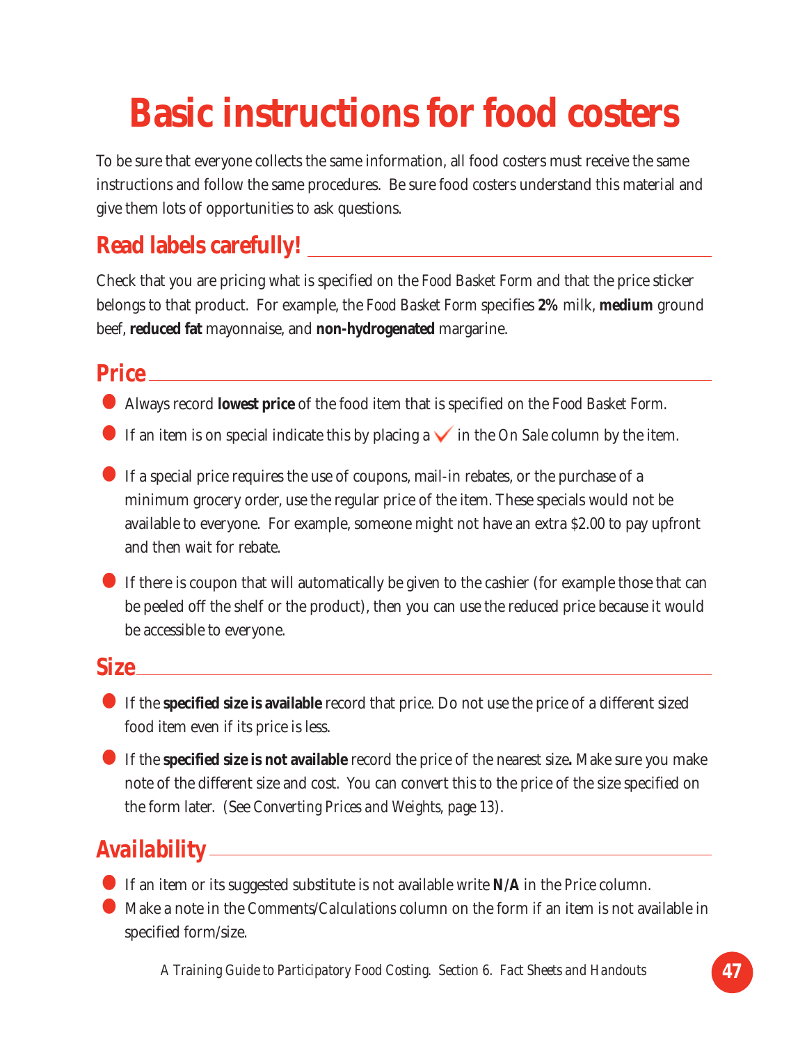# Basic instructions for food costers

To be sure that everyone collects the same information, all food costers must receive the same instructions and follow the same procedures. Be sure food costers understand this material and give them lots of opportunities to ask questions.

## Read labels carefully!

Check that you are pricing what is specified on the *Food Basket Form* and that the price sticker belongs to that product. For example, the *Food Basket Form* specifies **2%** milk, **medium** ground beef, **reduced fat** mayonnaise, and **non-hydrogenated** margarine.

## Price

- Always record **lowest price** of the food item that is specified on the *Food Basket Form*.
- If an item is on special indicate this by placing a ✓ in the *On Sale* column by the item.
- If a special price requires the use of coupons, mail-in rebates, or the purchase of a minimum grocery order, use the regular price of the item. These specials would not be available to everyone. For example, someone might not have an extra $2.00 to pay upfront and then wait for rebate.
- If there is coupon that will automatically be given to the cashier (for example those that can be peeled off the shelf or the product), then you can use the reduced price because it would be accessible to everyone.

## Size

- If the **specified size is available** record that price. Do not use the price of a different sized food item even if its price is less.
- If the **specified size is not available** record the price of the nearest size**.** Make sure you make note of the different size and cost. You can convert this to the price of the size specified on the form later. (See *Converting Prices and Weights, page 13*).

## Availability

- If an item or its suggested substitute is not available write **N/A** in the *Price* column.
- Make a note in the *Comments/Calculations* column on the form if an item is not available in specified form/size.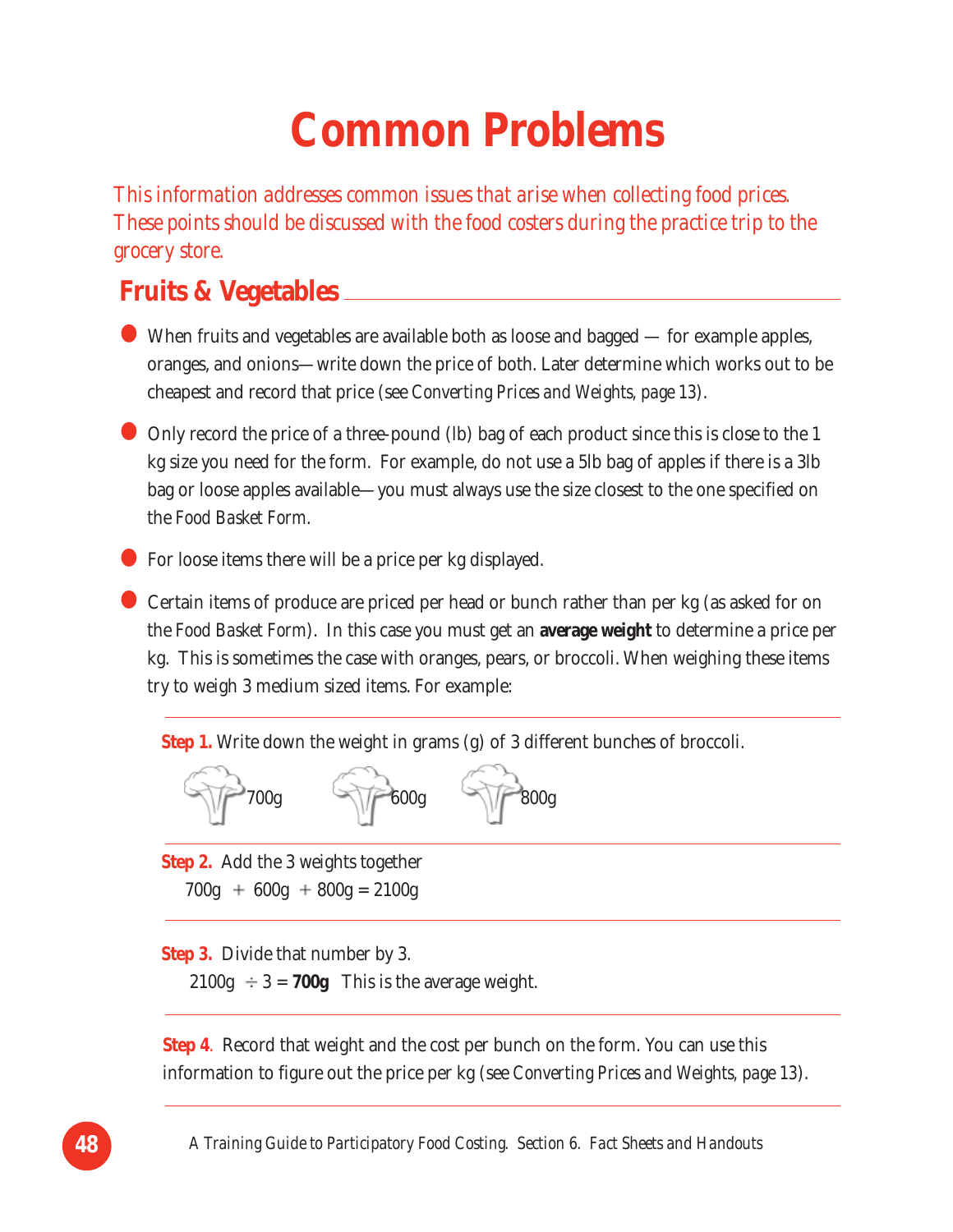# Common Problems

*This information addresses common issues that arise when collecting food prices. These points should be discussed with the food costers during the practice trip to the grocery store.*

## Fruits & Vegetables

- When fruits and vegetables are available both as loose and bagged — for example apples, oranges, and onions—write down the price of both. Later determine which works out to be cheapest and record that price (see *Converting Prices and Weights, page 13*).
- Only record the price of a three-pound (lb) bag of each product since this is close to the 1 kg size you need for the form. For example, do not use a 5lb bag of apples if there is a 3lb bag or loose apples available—you must always use the size closest to the one specified on the *Food Basket Form*.
- For loose items there will be a price per kg displayed.
- Certain items of produce are priced per head or bunch rather than per kg (as asked for on the *Food Basket Form*). In this case you must get an **average weight** to determine a price per kg. This is sometimes the case with oranges, pears, or broccoli. When weighing these items try to weigh 3 medium sized items. For example:

**Step 1.** Write down the weight in grams (g) of 3 different bunches of broccoli.

700g 600g 800g

**Step 2.** Add the 3 weights together

700g + 600g + 800g = 2100g

**Step 3.** Divide that number by 3.

2100g ÷ 3 = **700g** This is the average weight.

**Step 4**. Record that weight and the cost per bunch on the form. You can use this information to figure out the price per kg (see *Converting Prices and Weights, page 13*).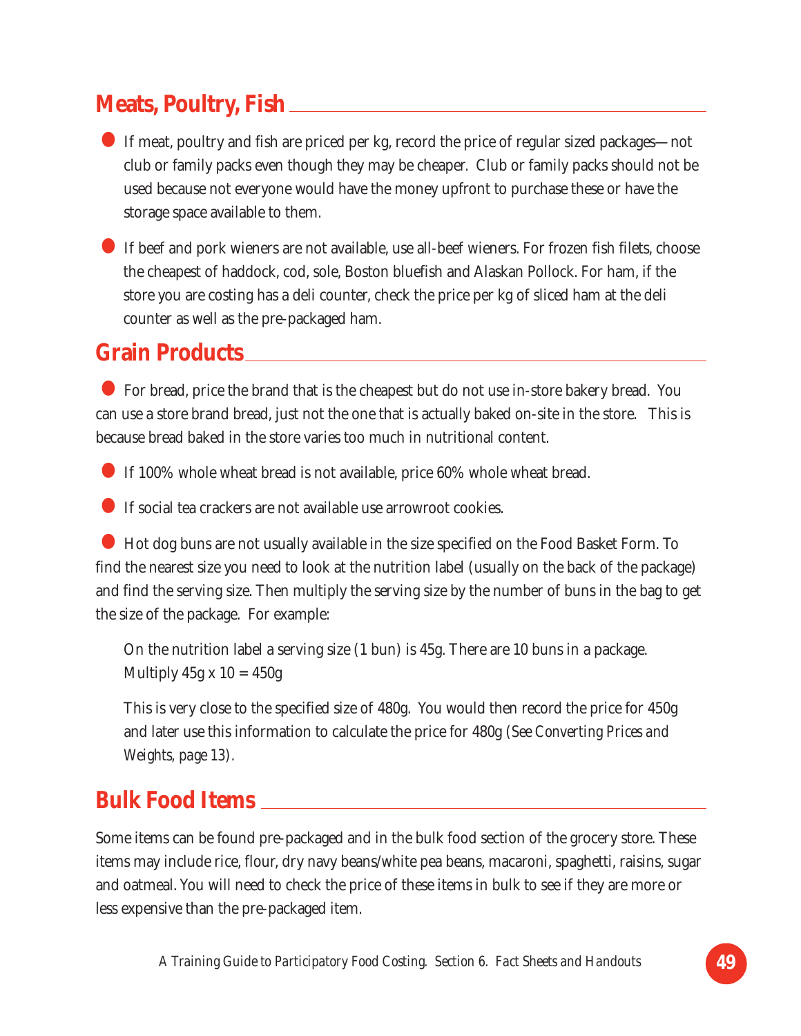## Meats, Poultry, Fish

- If meat, poultry and fish are priced per kg, record the price of regular sized packages—not club or family packs even though they may be cheaper. Club or family packs should not be used because not everyone would have the money upfront to purchase these or have the storage space available to them.

- If beef and pork wieners are not available, use all-beef wieners. For frozen fish filets, choose the cheapest of haddock, cod, sole, Boston bluefish and Alaskan Pollock. For ham, if the store you are costing has a deli counter, check the price per kg of sliced ham at the deli counter as well as the pre-packaged ham.

## Grain Products

- For bread, price the brand that is the cheapest but do not use in-store bakery bread. You can use a store brand bread, just not the one that is actually baked on-site in the store. This is because bread baked in the store varies too much in nutritional content.

- If 100% whole wheat bread is not available, price 60% whole wheat bread.

- If social tea crackers are not available use arrowroot cookies.

- Hot dog buns are not usually available in the size specified on the Food Basket Form. To find the nearest size you need to look at the nutrition label (usually on the back of the package) and find the serving size. Then multiply the serving size by the number of buns in the bag to get the size of the package. For example:

  On the nutrition label a serving size (1 bun) is 45g. There are 10 buns in a package. Multiply 45g x 10 = 450g

  This is very close to the specified size of 480g. You would then record the price for 450g and later use this information to calculate the price for 480g (See *Converting Prices and Weights, page 13*).

## Bulk Food Items

Some items can be found pre-packaged and in the bulk food section of the grocery store. These items may include rice, flour, dry navy beans/white pea beans, macaroni, spaghetti, raisins, sugar and oatmeal. You will need to check the price of these items in bulk to see if they are more or less expensive than the pre-packaged item.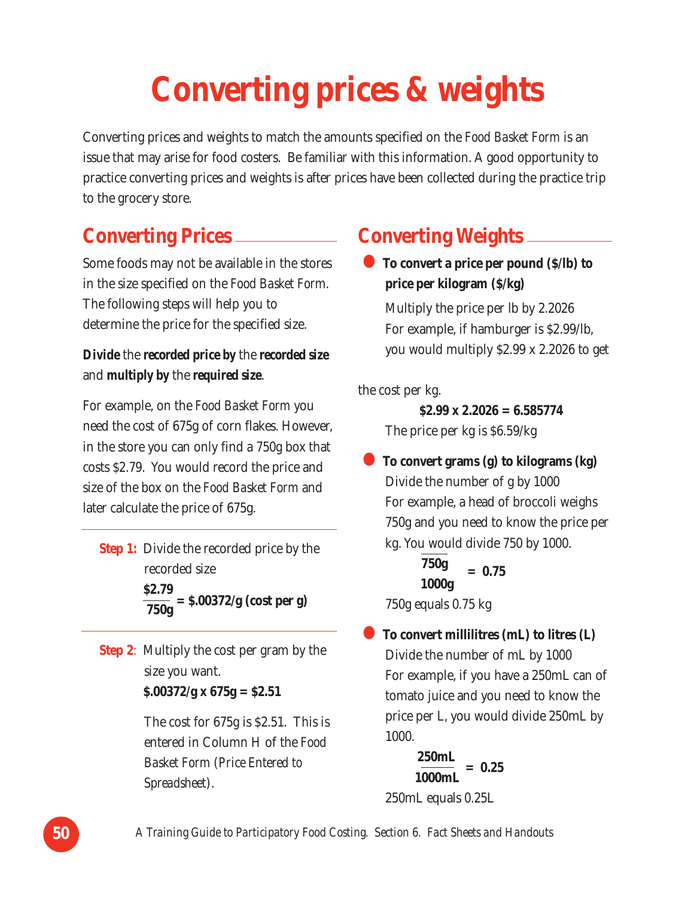# Converting prices & weights

Converting prices and weights to match the amounts specified on the *Food Basket Form* is an issue that may arise for food costers. Be familiar with this information. A good opportunity to practice converting prices and weights is after prices have been collected during the practice trip to the grocery store.

## Converting Prices

Some foods may not be available in the stores in the size specified on the *Food Basket Form*. The following steps help you to determine the price for the specified size.

**Divide** the **recorded price by** the **recorded size** and **multiply by** the **required size**.

For example, on the *Food Basket Form* you need the cost of 675g of corn flakes. However, in the store you can only find a 750g box that costs $2.79. You would record the price and size of the box on the *Food Basket Form* and later calculate the price of 675g.

**Step 1:** Divide the recorded price by the recorded size

$$\frac{\$2.79}{750g} = \$.00372/g \text{ (cost per g)}$$

**Step 2**: Multiply the cost per gram by the size you want.

**$.00372/g x 675g = $2.51**

The cost for 675g is $2.51. This is entered in Column H of the *Food Basket Form (Price Entered to Spreadsheet)*.

## Converting Weights

- **To convert a price per pound ($/lb) to price per kilogram ($/kg)**

  Multiply the price per lb by 2.2026
  For example, if hamburger is $2.99/lb, you would multiply $2.99 x 2.2026 to get the cost per kg.

  **$2.99 x 2.2026 = 6.585774**

  The price per kg is $6.59/kg

- **To convert grams (g) to kilograms (kg)**

  Divide the number of g by 1000
  For example, a head of broccoli weighs 750g and you need to know the price per kg. You would divide 750 by 1000.

  $$\frac{750g}{1000g} = 0.75$$

  750g equals 0.75 kg

- **To convert millilitres (mL) to litres (L)**

  Divide the number of mL by 1000
  For example, if you have a 250mL can of tomato juice and you need to know the price per L, you would divide 250mL by 1000.

  $$\frac{250mL}{1000mL} = 0.25$$

  250mL equals 0.25L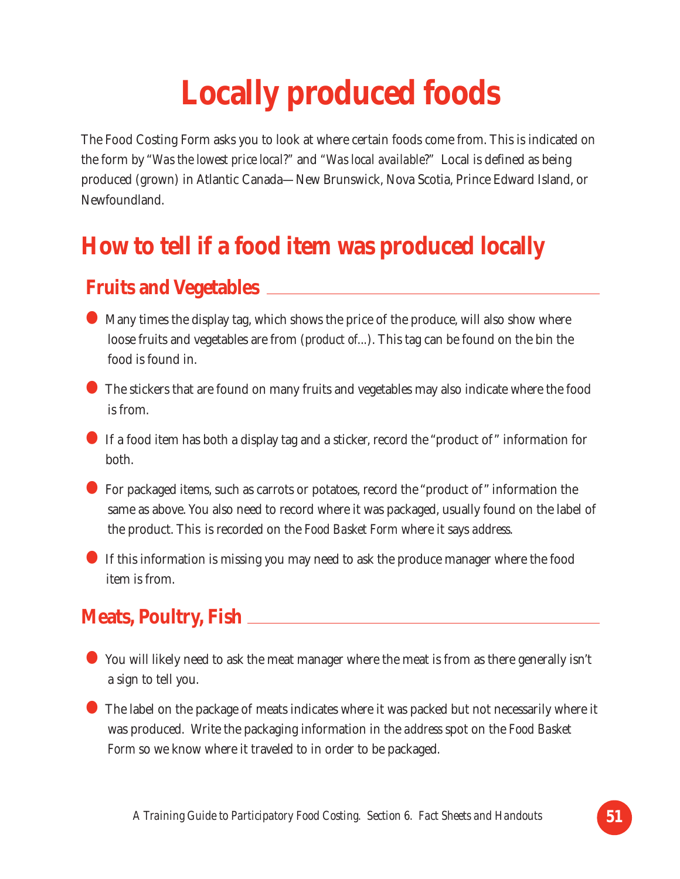# Locally produced foods

The Food Costing Form asks you to look at where certain foods come from. This is indicated on the form by "*Was the lowest price local?*" and "*Was local available?*" Local is defined as being produced (grown) in Atlantic Canada—New Brunswick, Nova Scotia, Prince Edward Island, or Newfoundland.

## How to tell if a food item was produced locally

### Fruits and Vegetables

- Many times the display tag, which shows the price of the produce, will also show where loose fruits and vegetables are from (*product of...*). This tag can be found on the bin the food is found in.
- The stickers that are found on many fruits and vegetables may also indicate where the food is from.
- If a food item has both a display tag and a sticker, record the "product of" information for both.
- For packaged items, such as carrots or potatoes, record the "product of" information the same as above. You also need to record where it was packaged, usually found on the label of the product. This is recorded on the *Food Basket Form* where it says *address*.
- If this information is missing you may need to ask the produce manager where the food item is from.

### Meats, Poultry, Fish

- You will likely need to ask the meat manager where the meat is from as there generally isn't a sign to tell you.
- The label on the package of meats indicates where it was packed but not necessarily where it was produced. Write the packaging information in the *address* spot on the *Food Basket Form* so we know where it traveled to in order to be packaged.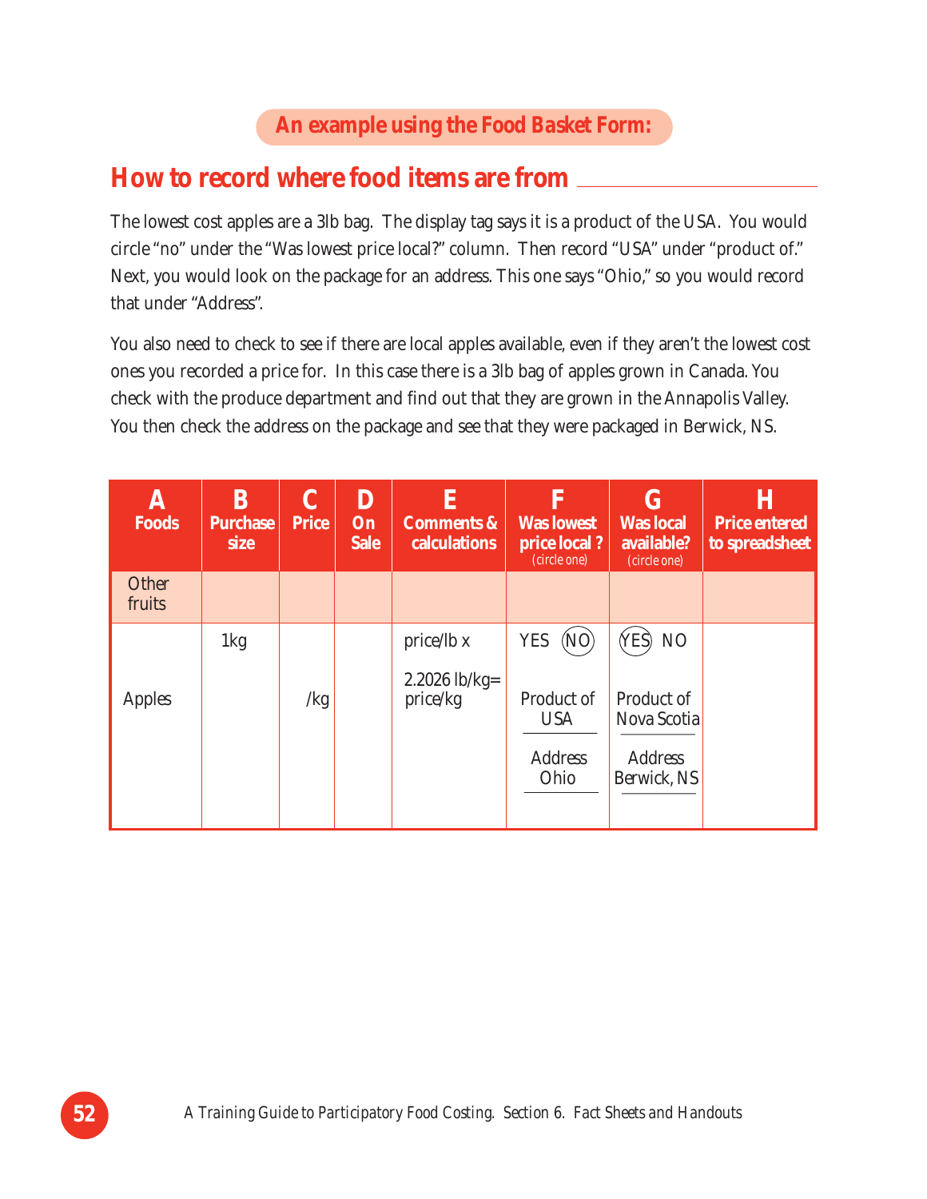**An example using the Food Basket Form:**

## How to record where food items are from

The lowest cost apples are a 3lb bag. The display tag says it is a product of the USA. You would circle "no" under the "Was lowest price local?" column. Then record "USA" under "product of." Next, you would look on the package for an address. This one says "Ohio," so you would record that under "Address".

You also need to check to see if there are local apples available, even if they aren't the lowest cost ones you recorded a price for. In this case there is a 3lb bag of apples grown in Canada. You check with the produce department and find out that they are grown in the Annapolis Valley. You then check the address on the package and see that they were packaged in Berwick, NS.

| A Foods | B Purchase size | C Price | D On Sale | E Comments & calculations | F Was lowest price local ? (circle one) | G Was local available? (circle one) | H Price entered to spreadsheet |
|---|---|---|---|---|---|---|---|
| Other fruits | | | | | | | |
| Apples | 1kg | /kg | | price/lb x 2.2026 lb/kg= price/kg | YES (NO) Product of USA Address Ohio | (YES) NO Product of Nova Scotia Address Berwick, NS | |